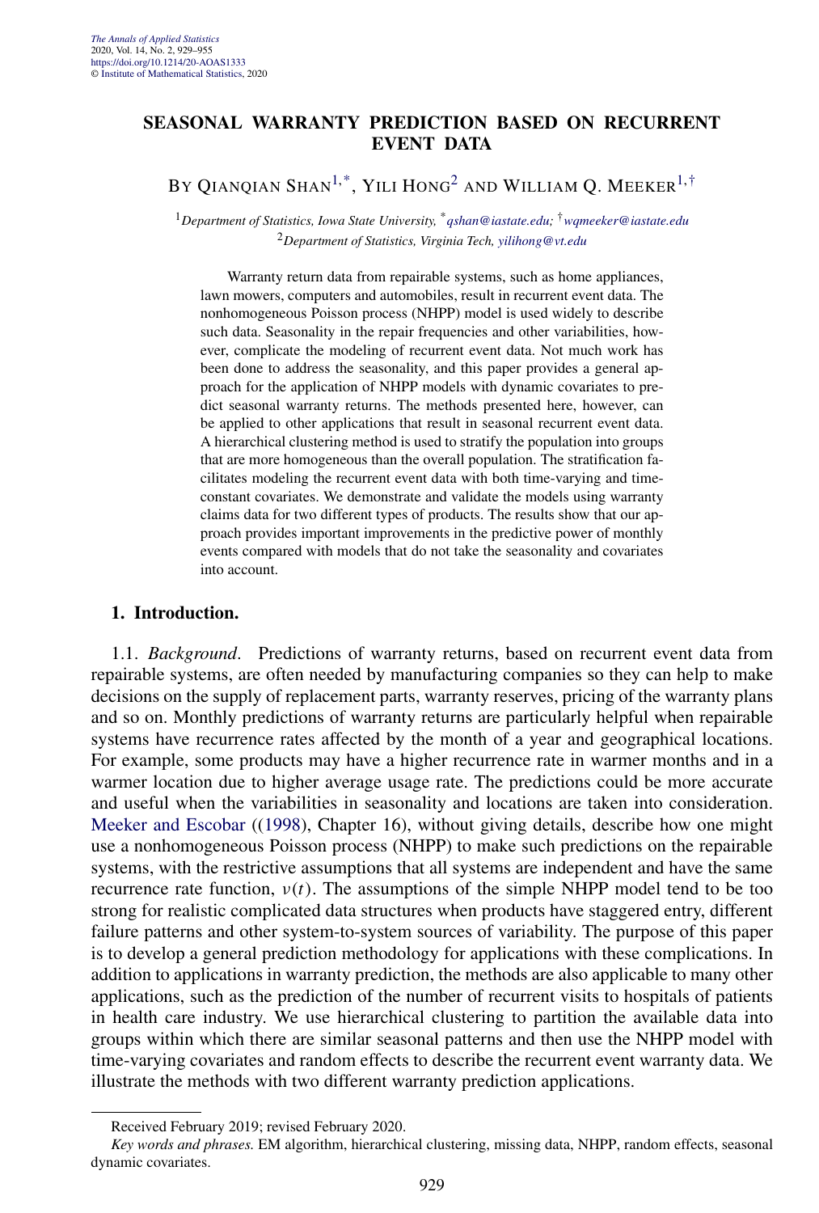# SEASONAL WARRANTY PREDICTION BASED ON RECURRENT EVENT DATA

BY QIANQIAN SHAN[1,*], YILI HONG[2] AND WILLIAM Q. MEEKER[1,†]

[1]*Department of Statistics, Iowa State University,* [*]*qshan@iastate.edu;* [†]*wqmeeker@iastate.edu*
[2]*Department of Statistics, Virginia Tech, yilihong@vt.edu*

Warranty return data from repairable systems, such as home appliances, lawn mowers, computers and automobiles, result in recurrent event data. The nonhomogeneous Poisson process (NHPP) model is used widely to describe such data. Seasonality in the repair frequencies and other variabilities, however, complicate the modeling of recurrent event data. Not much work has been done to address the seasonality, and this paper provides a general approach for the application of NHPP models with dynamic covariates to predict seasonal warranty returns. The methods presented here, however, can be applied to other applications that result in seasonal recurrent event data. A hierarchical clustering method is used to stratify the population into groups that are more homogeneous than the overall population. The stratification facilitates modeling the recurrent event data with both time-varying and time-constant covariates. We demonstrate and validate the models using warranty claims data for two different types of products. The results show that our approach provides important improvements in the predictive power of monthly events compared with models that do not take the seasonality and covariates into account.

## 1. Introduction.

1.1. *Background*. Predictions of warranty returns, based on recurrent event data from repairable systems, are often needed by manufacturing companies so they can help to make decisions on the supply of replacement parts, warranty reserves, pricing of the warranty plans and so on. Monthly predictions of warranty returns are particularly helpful when repairable systems have recurrence rates affected by the month of a year and geographical locations. For example, some products may have a higher recurrence rate in warmer months and in a warmer location due to higher average usage rate. The predictions could be more accurate and useful when the variabilities in seasonality and locations are taken into consideration. Meeker and Escobar ((1998), Chapter 16), without giving details, describe how one might use a nonhomogeneous Poisson process (NHPP) to make such predictions on the repairable systems, with the restrictive assumptions that all systems are independent and have the same recurrence rate function, $\nu(t)$. The assumptions of the simple NHPP model tend to be too strong for realistic complicated data structures when products have staggered entry, different failure patterns and other system-to-system sources of variability. The purpose of this paper is to develop a general prediction methodology for applications with these complications. In addition to applications in warranty prediction, the methods are also applicable to many other applications, such as the prediction of the number of recurrent visits to hospitals of patients in health care industry. We use hierarchical clustering to partition the available data into groups within which there are similar seasonal patterns and then use the NHPP model with time-varying covariates and random effects to describe the recurrent event warranty data. We illustrate the methods with two different warranty prediction applications.

Received February 2019; revised February 2020.

*Key words and phrases.* EM algorithm, hierarchical clustering, missing data, NHPP, random effects, seasonal dynamic covariates.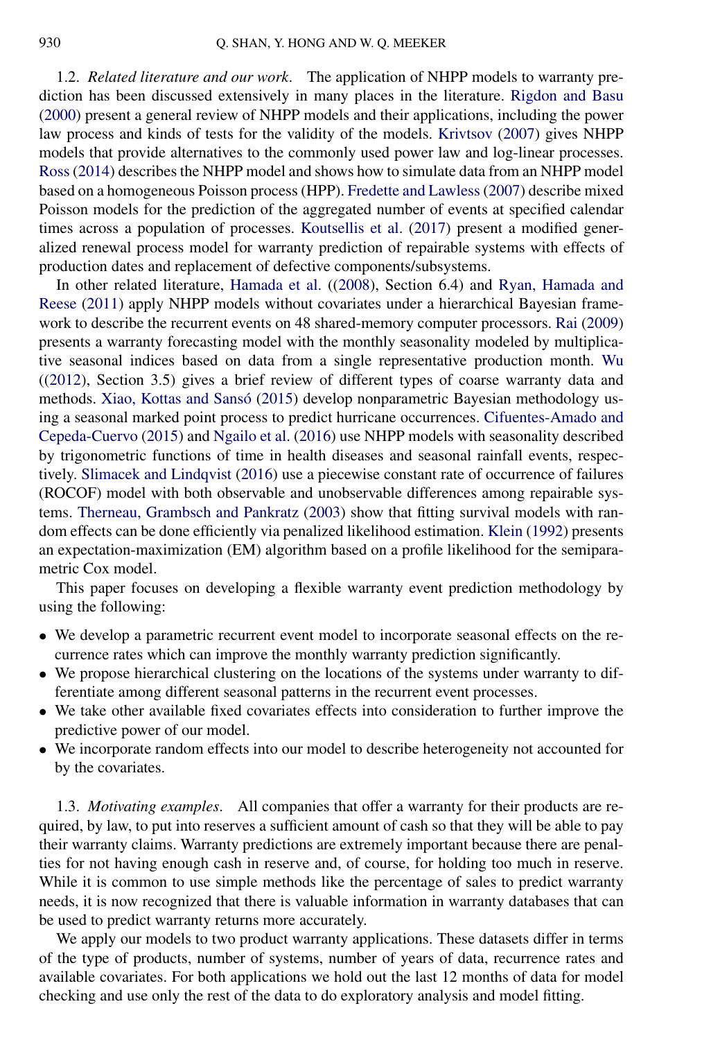1.2. *Related literature and our work*. The application of NHPP models to warranty prediction has been discussed extensively in many places in the literature. Rigdon and Basu (2000) present a general review of NHPP models and their applications, including the power law process and kinds of tests for the validity of the models. Krivtsov (2007) gives NHPP models that provide alternatives to the commonly used power law and log-linear processes. Ross (2014) describes the NHPP model and shows how to simulate data from an NHPP model based on a homogeneous Poisson process (HPP). Fredette and Lawless (2007) describe mixed Poisson models for the prediction of the aggregated number of events at specified calendar times across a population of processes. Koutsellis et al. (2017) present a modified generalized renewal process model for warranty prediction of repairable systems with effects of production dates and replacement of defective components/subsystems.

In other related literature, Hamada et al. ((2008), Section 6.4) and Ryan, Hamada and Reese (2011) apply NHPP models without covariates under a hierarchical Bayesian framework to describe the recurrent events on 48 shared-memory computer processors. Rai (2009) presents a warranty forecasting model with the monthly seasonality modeled by multiplicative seasonal indices based on data from a single representative production month. Wu ((2012), Section 3.5) gives a brief review of different types of coarse warranty data and methods. Xiao, Kottas and Sansó (2015) develop nonparametric Bayesian methodology using a seasonal marked point process to predict hurricane occurrences. Cifuentes-Amado and Cepeda-Cuervo (2015) and Ngailo et al. (2016) use NHPP models with seasonality described by trigonometric functions of time in health diseases and seasonal rainfall events, respectively. Slimacek and Lindqvist (2016) use a piecewise constant rate of occurrence of failures (ROCOF) model with both observable and unobservable differences among repairable systems. Therneau, Grambsch and Pankratz (2003) show that fitting survival models with random effects can be done efficiently via penalized likelihood estimation. Klein (1992) presents an expectation-maximization (EM) algorithm based on a profile likelihood for the semiparametric Cox model.

This paper focuses on developing a flexible warranty event prediction methodology by using the following:

- We develop a parametric recurrent event model to incorporate seasonal effects on the recurrence rates which can improve the monthly warranty prediction significantly.
- We propose hierarchical clustering on the locations of the systems under warranty to differentiate among different seasonal patterns in the recurrent event processes.
- We take other available fixed covariates effects into consideration to further improve the predictive power of our model.
- We incorporate random effects into our model to describe heterogeneity not accounted for by the covariates.

1.3. *Motivating examples*. All companies that offer a warranty for their products are required, by law, to put into reserves a sufficient amount of cash so that they will be able to pay their warranty claims. Warranty predictions are extremely important because there are penalties for not having enough cash in reserve and, of course, for holding too much in reserve. While it is common to use simple methods like the percentage of sales to predict warranty needs, it is now recognized that there is valuable information in warranty databases that can be used to predict warranty returns more accurately.

We apply our models to two product warranty applications. These datasets differ in terms of the type of products, number of systems, number of years of data, recurrence rates and available covariates. For both applications we hold out the last 12 months of data for model checking and use only the rest of the data to do exploratory analysis and model fitting.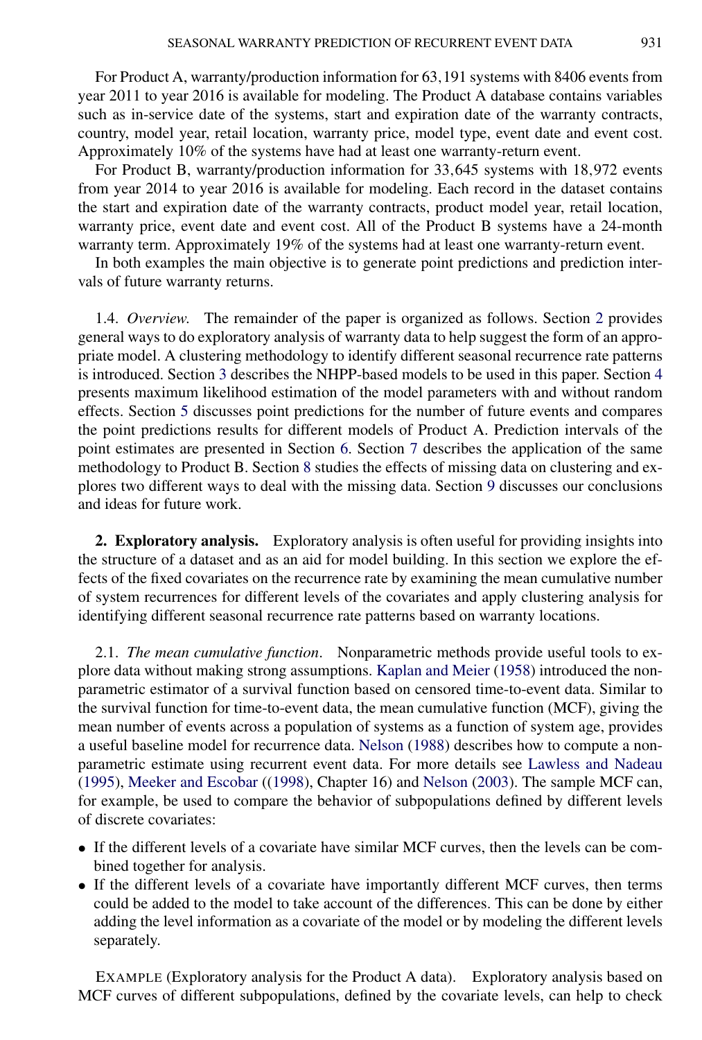For Product A, warranty/production information for 63,191 systems with 8406 events from year 2011 to year 2016 is available for modeling. The Product A database contains variables such as in-service date of the systems, start and expiration date of the warranty contracts, country, model year, retail location, warranty price, model type, event date and event cost. Approximately 10% of the systems have had at least one warranty-return event.

For Product B, warranty/production information for 33,645 systems with 18,972 events from year 2014 to year 2016 is available for modeling. Each record in the dataset contains the start and expiration date of the warranty contracts, product model year, retail location, warranty price, event date and event cost. All of the Product B systems have a 24-month warranty term. Approximately 19% of the systems had at least one warranty-return event.

In both examples the main objective is to generate point predictions and prediction intervals of future warranty returns.

1.4. *Overview.* The remainder of the paper is organized as follows. Section 2 provides general ways to do exploratory analysis of warranty data to help suggest the form of an appropriate model. A clustering methodology to identify different seasonal recurrence rate patterns is introduced. Section 3 describes the NHPP-based models to be used in this paper. Section 4 presents maximum likelihood estimation of the model parameters with and without random effects. Section 5 discusses point predictions for the number of future events and compares the point predictions results for different models of Product A. Prediction intervals of the point estimates are presented in Section 6. Section 7 describes the application of the same methodology to Product B. Section 8 studies the effects of missing data on clustering and explores two different ways to deal with the missing data. Section 9 discusses our conclusions and ideas for future work.

## 2. Exploratory analysis.

Exploratory analysis is often useful for providing insights into the structure of a dataset and as an aid for model building. In this section we explore the effects of the fixed covariates on the recurrence rate by examining the mean cumulative number of system recurrences for different levels of the covariates and apply clustering analysis for identifying different seasonal recurrence rate patterns based on warranty locations.

2.1. *The mean cumulative function*. Nonparametric methods provide useful tools to explore data without making strong assumptions. Kaplan and Meier (1958) introduced the nonparametric estimator of a survival function based on censored time-to-event data. Similar to the survival function for time-to-event data, the mean cumulative function (MCF), giving the mean number of events across a population of systems as a function of system age, provides a useful baseline model for recurrence data. Nelson (1988) describes how to compute a nonparametric estimate using recurrent event data. For more details see Lawless and Nadeau (1995), Meeker and Escobar ((1998), Chapter 16) and Nelson (2003). The sample MCF can, for example, be used to compare the behavior of subpopulations defined by different levels of discrete covariates:

- If the different levels of a covariate have similar MCF curves, then the levels can be combined together for analysis.
- If the different levels of a covariate have importantly different MCF curves, then terms could be added to the model to take account of the differences. This can be done by either adding the level information as a covariate of the model or by modeling the different levels separately.

EXAMPLE (Exploratory analysis for the Product A data). Exploratory analysis based on MCF curves of different subpopulations, defined by the covariate levels, can help to check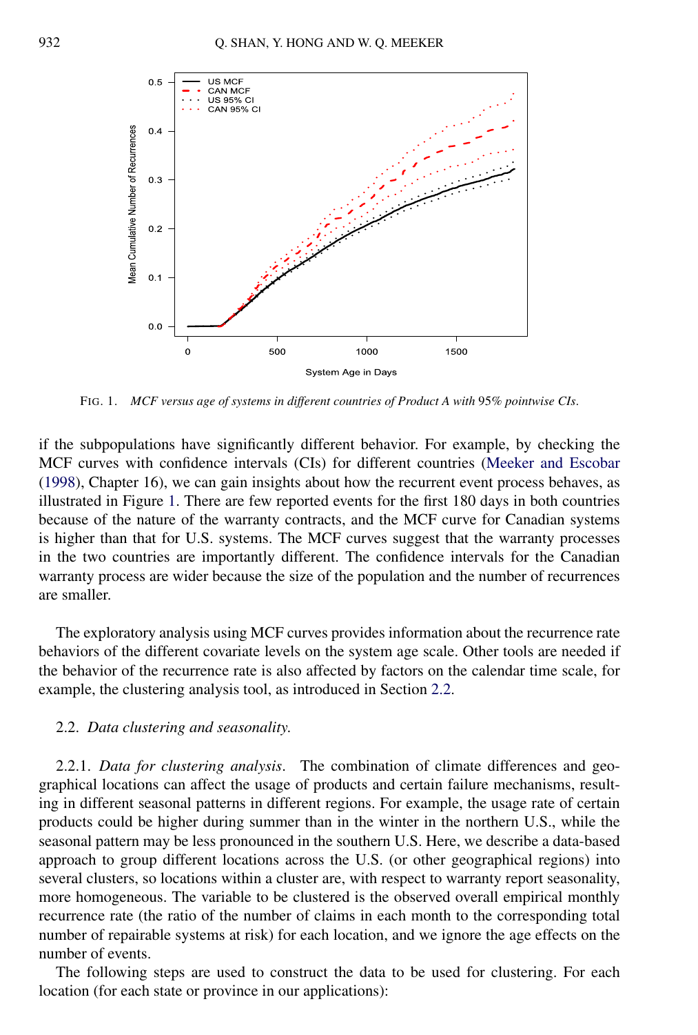FIG. 1. *MCF versus age of systems in different countries of Product A with* 95% *pointwise CIs*.

if the subpopulations have significantly different behavior. For example, by checking the MCF curves with confidence intervals (CIs) for different countries (Meeker and Escobar (1998), Chapter 16), we can gain insights about how the recurrent event process behaves, as illustrated in Figure 1. There are few reported events for the first 180 days in both countries because of the nature of the warranty contracts, and the MCF curve for Canadian systems is higher than that for U.S. systems. The MCF curves suggest that the warranty processes in the two countries are importantly different. The confidence intervals for the Canadian warranty process are wider because the size of the population and the number of recurrences are smaller.

The exploratory analysis using MCF curves provides information about the recurrence rate behaviors of the different covariate levels on the system age scale. Other tools are needed if the behavior of the recurrence rate is also affected by factors on the calendar time scale, for example, the clustering analysis tool, as introduced in Section 2.2.

### 2.2. *Data clustering and seasonality.*

2.2.1. *Data for clustering analysis*. The combination of climate differences and geographical locations can affect the usage of products and certain failure mechanisms, resulting in different seasonal patterns in different regions. For example, the usage rate of certain products could be higher during summer than in the winter in the northern U.S., while the seasonal pattern may be less pronounced in the southern U.S. Here, we describe a data-based approach to group different locations across the U.S. (or other geographical regions) into several clusters, so locations within a cluster are, with respect to warranty report seasonality, more homogeneous. The variable to be clustered is the observed overall empirical monthly recurrence rate (the ratio of the number of claims in each month to the corresponding total number of repairable systems at risk) for each location, and we ignore the age effects on the number of events.

The following steps are used to construct the data to be used for clustering. For each location (for each state or province in our applications):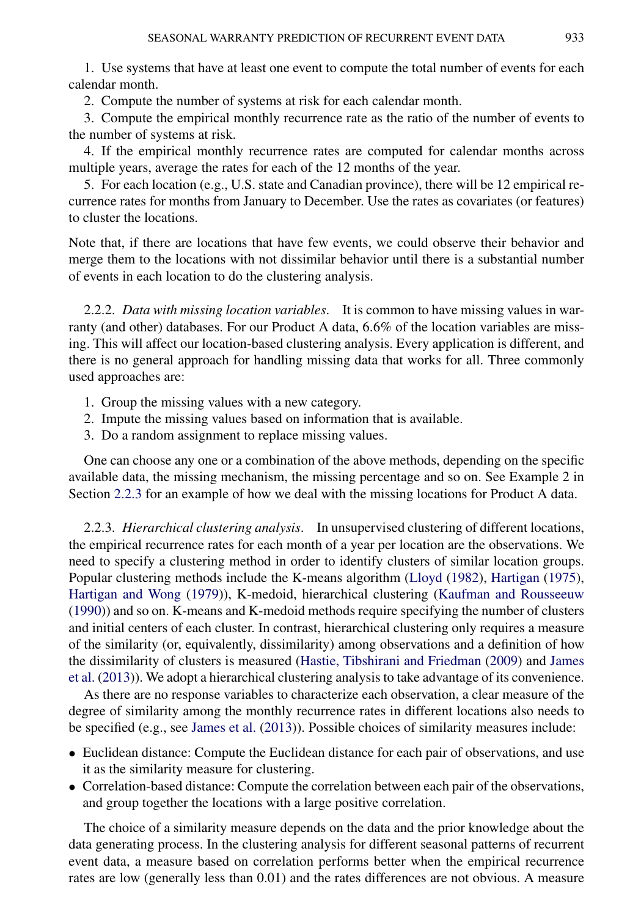1. Use systems that have at least one event to compute the total number of events for each calendar month.

2. Compute the number of systems at risk for each calendar month.

3. Compute the empirical monthly recurrence rate as the ratio of the number of events to the number of systems at risk.

4. If the empirical monthly recurrence rates are computed for calendar months across multiple years, average the rates for each of the 12 months of the year.

5. For each location (e.g., U.S. state and Canadian province), there will be 12 empirical recurrence rates for months from January to December. Use the rates as covariates (or features) to cluster the locations.

Note that, if there are locations that have few events, we could observe their behavior and merge them to the locations with not dissimilar behavior until there is a substantial number of events in each location to do the clustering analysis.

#### 2.2.2. *Data with missing location variables*.

It is common to have missing values in warranty (and other) databases. For our Product A data, 6.6% of the location variables are missing. This will affect our location-based clustering analysis. Every application is different, and there is no general approach for handling missing data that works for all. Three commonly used approaches are:

1. Group the missing values with a new category.
2. Impute the missing values based on information that is available.
3. Do a random assignment to replace missing values.

One can choose any one or a combination of the above methods, depending on the specific available data, the missing mechanism, the missing percentage and so on. See Example 2 in Section 2.2.3 for an example of how we deal with the missing locations for Product A data.

#### 2.2.3. *Hierarchical clustering analysis*.

In unsupervised clustering of different locations, the empirical recurrence rates for each month of a year per location are the observations. We need to specify a clustering method in order to identify clusters of similar location groups. Popular clustering methods include the K-means algorithm (Lloyd (1982), Hartigan (1975), Hartigan and Wong (1979)), K-medoid, hierarchical clustering (Kaufman and Rousseeuw (1990)) and so on. K-means and K-medoid methods require specifying the number of clusters and initial centers of each cluster. In contrast, hierarchical clustering only requires a measure of the similarity (or, equivalently, dissimilarity) among observations and a definition of how the dissimilarity of clusters is measured (Hastie, Tibshirani and Friedman (2009) and James et al. (2013)). We adopt a hierarchical clustering analysis to take advantage of its convenience.

As there are no response variables to characterize each observation, a clear measure of the degree of similarity among the monthly recurrence rates in different locations also needs to be specified (e.g., see James et al. (2013)). Possible choices of similarity measures include:

- Euclidean distance: Compute the Euclidean distance for each pair of observations, and use it as the similarity measure for clustering.
- Correlation-based distance: Compute the correlation between each pair of the observations, and group together the locations with a large positive correlation.

The choice of a similarity measure depends on the data and the prior knowledge about the data generating process. In the clustering analysis for different seasonal patterns of recurrent event data, a measure based on correlation performs better when the empirical recurrence rates are low (generally less than 0.01) and the rates differences are not obvious. A measure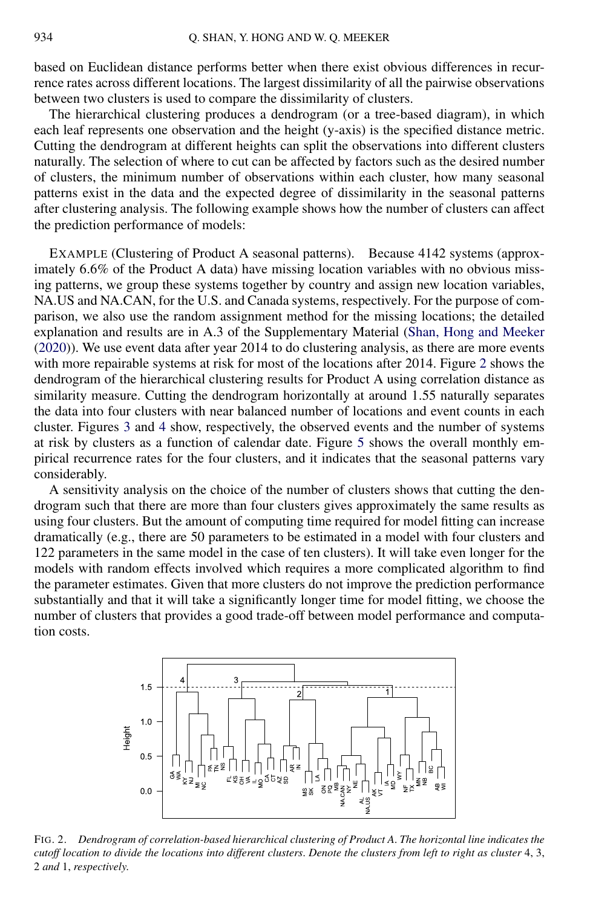based on Euclidean distance performs better when there exist obvious differences in recurrence rates across different locations. The largest dissimilarity of all the pairwise observations between two clusters is used to compare the dissimilarity of clusters.

The hierarchical clustering produces a dendrogram (or a tree-based diagram), in which each leaf represents one observation and the height (y-axis) is the specified distance metric. Cutting the dendrogram at different heights can split the observations into different clusters naturally. The selection of where to cut can be affected by factors such as the desired number of clusters, the minimum number of observations within each cluster, how many seasonal patterns exist in the data and the expected degree of dissimilarity in the seasonal patterns after clustering analysis. The following example shows how the number of clusters can affect the prediction performance of models:

EXAMPLE (Clustering of Product A seasonal patterns). Because 4142 systems (approximately 6.6% of the Product A data) have missing location variables with no obvious missing patterns, we group these systems together by country and assign new location variables, NA.US and NA.CAN, for the U.S. and Canada systems, respectively. For the purpose of comparison, we also use the random assignment method for the missing locations; the detailed explanation and results are in A.3 of the Supplementary Material (Shan, Hong and Meeker (2020)). We use event data after year 2014 to do clustering analysis, as there are more events with more repairable systems at risk for most of the locations after 2014. Figure 2 shows the dendrogram of the hierarchical clustering results for Product A using correlation distance as similarity measure. Cutting the dendrogram horizontally at around 1.55 naturally separates the data into four clusters with near balanced number of locations and event counts in each cluster. Figures 3 and 4 show, respectively, the observed events and the number of systems at risk by clusters as a function of calendar date. Figure 5 shows the overall monthly empirical recurrence rates for the four clusters, and it indicates that the seasonal patterns vary considerably.

A sensitivity analysis on the choice of the number of clusters shows that cutting the dendrogram such that there are more than four clusters gives approximately the same results as using four clusters. But the amount of computing time required for model fitting can increase dramatically (e.g., there are 50 parameters to be estimated in a model with four clusters and 122 parameters in the same model in the case of ten clusters). It will take even longer for the models with random effects involved which requires a more complicated algorithm to find the parameter estimates. Given that more clusters do not improve the prediction performance substantially and that it will take a significantly longer time for model fitting, we choose the number of clusters that provides a good trade-off between model performance and computation costs.

FIG. 2. *Dendrogram of correlation-based hierarchical clustering of Product A. The horizontal line indicates the cutoff location to divide the locations into different clusters. Denote the clusters from left to right as cluster* 4, 3, 2 *and* 1, *respectively.*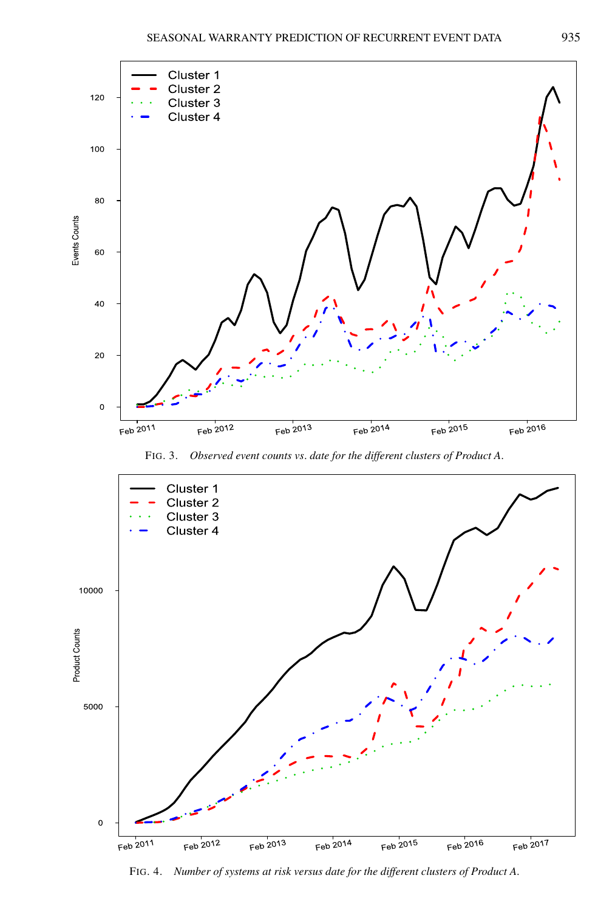FIG. 3. *Observed event counts vs. date for the different clusters of Product A.*

FIG. 4. *Number of systems at risk versus date for the different clusters of Product A.*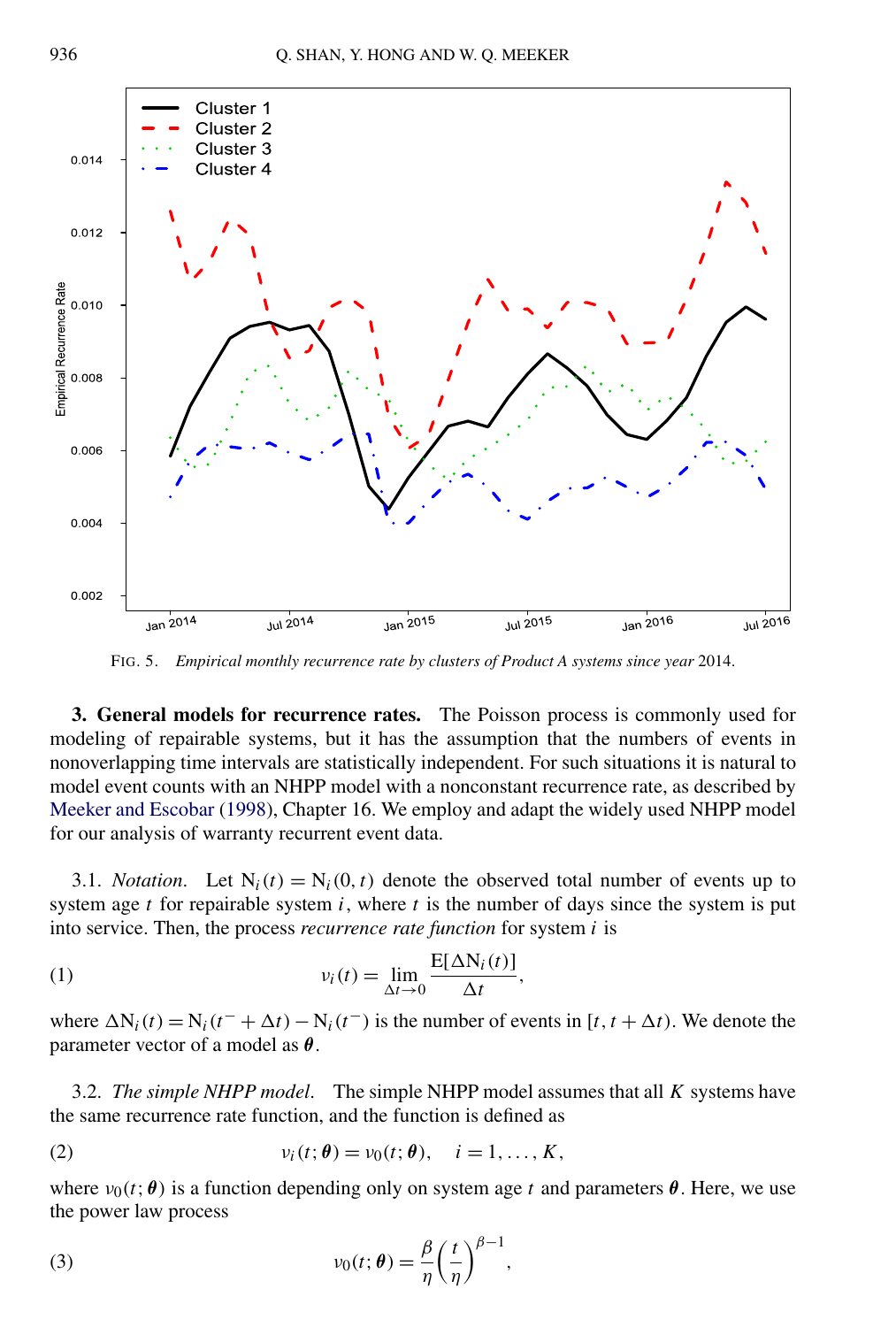FIG. 5. *Empirical monthly recurrence rate by clusters of Product A systems since year* 2014.

**3. General models for recurrence rates.** The Poisson process is commonly used for modeling of repairable systems, but it has the assumption that the numbers of events in nonoverlapping time intervals are statistically independent. For such situations it is natural to model event counts with an NHPP model with a nonconstant recurrence rate, as described by Meeker and Escobar (1998), Chapter 16. We employ and adapt the widely used NHPP model for our analysis of warranty recurrent event data.

3.1. *Notation*. Let $\mathrm{N}_i(t) = \mathrm{N}_i(0, t)$ denote the observed total number of events up to system age $t$ for repairable system $i$, where $t$ is the number of days since the system is put into service. Then, the process *recurrence rate function* for system $i$ is

$$\nu_i(t) = \lim_{\Delta t \to 0} \frac{\mathrm{E}[\Delta \mathrm{N}_i(t)]}{\Delta t}, \tag{1}$$

where $\Delta \mathrm{N}_i(t) = \mathrm{N}_i(t^- + \Delta t) - \mathrm{N}_i(t^-)$ is the number of events in $[t, t + \Delta t)$. We denote the parameter vector of a model as $\boldsymbol{\theta}$.

3.2. *The simple NHPP model*. The simple NHPP model assumes that all $K$ systems have the same recurrence rate function, and the function is defined as

$$\nu_i(t; \boldsymbol{\theta}) = \nu_0(t; \boldsymbol{\theta}), \quad i = 1, \ldots, K, \tag{2}$$

where $\nu_0(t; \boldsymbol{\theta})$ is a function depending only on system age $t$ and parameters $\boldsymbol{\theta}$. Here, we use the power law process

$$\nu_0(t; \boldsymbol{\theta}) = \frac{\beta}{\eta}\left(\frac{t}{\eta}\right)^{\beta - 1}, \tag{3}$$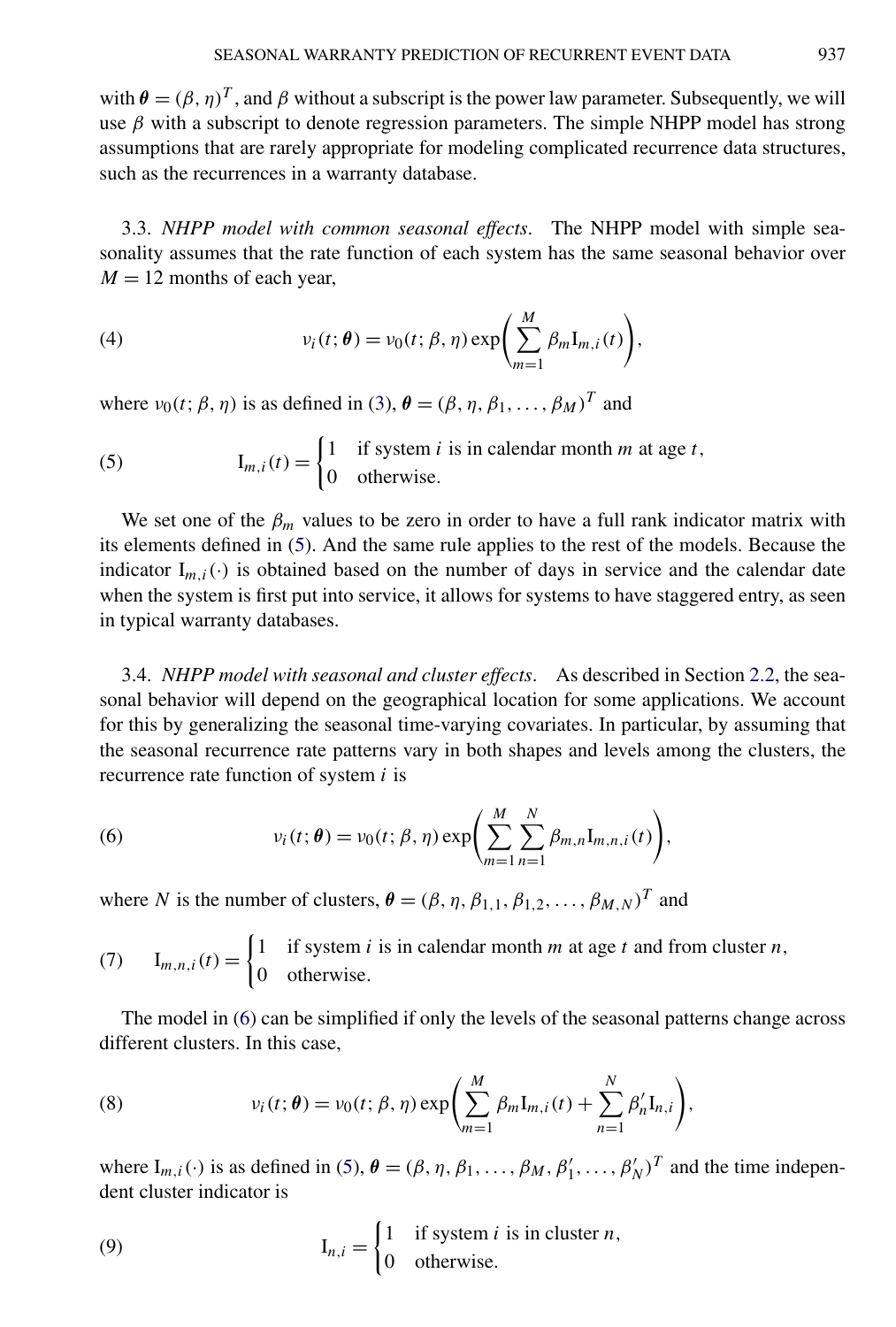with $\boldsymbol{\theta} = (\beta, \eta)^T$, and $\beta$ without a subscript is the power law parameter. Subsequently, we will use $\beta$ with a subscript to denote regression parameters. The simple NHPP model has strong assumptions that are rarely appropriate for modeling complicated recurrence data structures, such as the recurrences in a warranty database.

3.3. *NHPP model with common seasonal effects.* The NHPP model with simple seasonality assumes that the rate function of each system has the same seasonal behavior over $M = 12$ months of each year,

$$\nu_i(t; \boldsymbol{\theta}) = \nu_0(t; \beta, \eta) \exp\left( \sum_{m=1}^{M} \beta_m \mathrm{I}_{m,i}(t) \right), \tag{4}$$

where $\nu_0(t; \beta, \eta)$ is as defined in (3), $\boldsymbol{\theta} = (\beta, \eta, \beta_1, \ldots, \beta_M)^T$ and

$$\mathrm{I}_{m,i}(t) = \begin{cases} 1 & \text{if system } i \text{ is in calendar month } m \text{ at age } t, \\ 0 & \text{otherwise.} \end{cases} \tag{5}$$

We set one of the $\beta_m$ values to be zero in order to have a full rank indicator matrix with its elements defined in (5). And the same rule applies to the rest of the models. Because the indicator $\mathrm{I}_{m,i}(\cdot)$ is obtained based on the number of days in service and the calendar date when the system is first put into service, it allows for systems to have staggered entry, as seen in typical warranty databases.

3.4. *NHPP model with seasonal and cluster effects.* As described in Section 2.2, the seasonal behavior will depend on the geographical location for some applications. We account for this by generalizing the seasonal time-varying covariates. In particular, by assuming that the seasonal recurrence rate patterns vary in both shapes and levels among the clusters, the recurrence rate function of system $i$ is

$$\nu_i(t; \boldsymbol{\theta}) = \nu_0(t; \beta, \eta) \exp\left( \sum_{m=1}^{M} \sum_{n=1}^{N} \beta_{m,n} \mathrm{I}_{m,n,i}(t) \right), \tag{6}$$

where $N$ is the number of clusters, $\boldsymbol{\theta} = (\beta, \eta, \beta_{1,1}, \beta_{1,2}, \ldots, \beta_{M,N})^T$ and

$$\mathrm{I}_{m,n,i}(t) = \begin{cases} 1 & \text{if system } i \text{ is in calendar month } m \text{ at age } t \text{ and from cluster } n, \\ 0 & \text{otherwise.} \end{cases} \tag{7}$$

The model in (6) can be simplified if only the levels of the seasonal patterns change across different clusters. In this case,

$$\nu_i(t; \boldsymbol{\theta}) = \nu_0(t; \beta, \eta) \exp\left( \sum_{m=1}^{M} \beta_m \mathrm{I}_{m,i}(t) + \sum_{n=1}^{N} \beta'_n \mathrm{I}_{n,i} \right), \tag{8}$$

where $\mathrm{I}_{m,i}(\cdot)$ is as defined in (5), $\boldsymbol{\theta} = (\beta, \eta, \beta_1, \ldots, \beta_M, \beta'_1, \ldots, \beta'_N)^T$ and the time independent cluster indicator is

$$\mathrm{I}_{n,i} = \begin{cases} 1 & \text{if system } i \text{ is in cluster } n, \\ 0 & \text{otherwise.} \end{cases} \tag{9}$$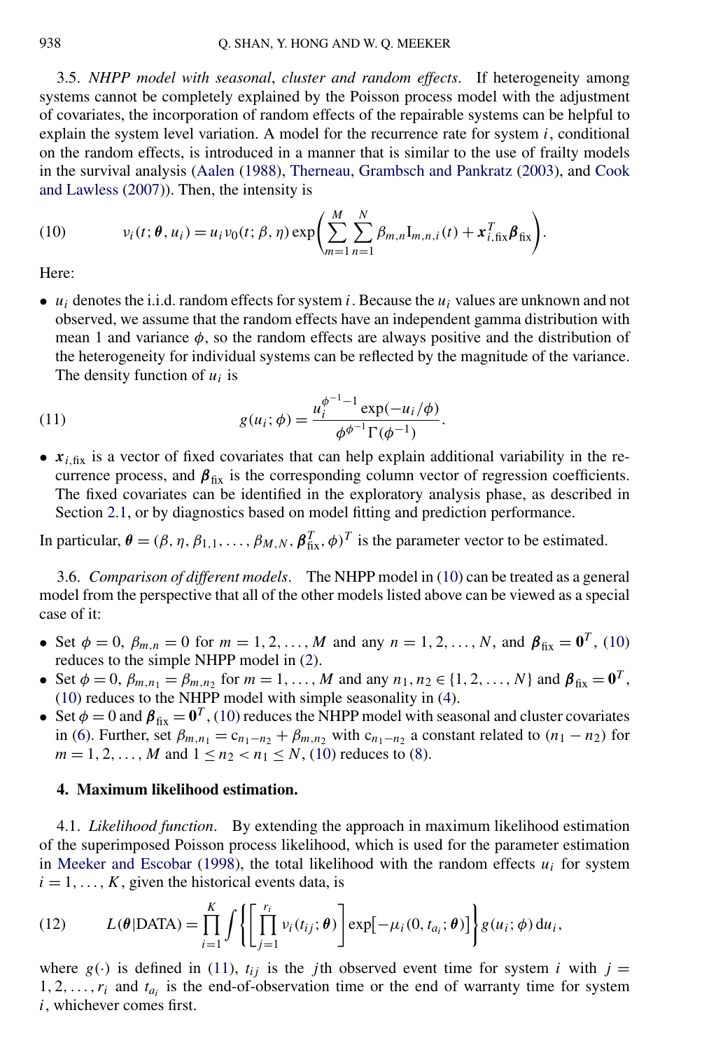3.5. *NHPP model with seasonal, cluster and random effects.* If heterogeneity among systems cannot be completely explained by the Poisson process model with the adjustment of covariates, the incorporation of random effects of the repairable systems can be helpful to explain the system level variation. A model for the recurrence rate for system $i$, conditional on the random effects, is introduced in a manner that is similar to the use of frailty models in the survival analysis (Aalen (1988), Therneau, Grambsch and Pankratz (2003), and Cook and Lawless (2007)). Then, the intensity is

$$\nu_i(t; \boldsymbol{\theta}, u_i) = u_i \nu_0(t; \beta, \eta) \exp\left( \sum_{m=1}^{M} \sum_{n=1}^{N} \beta_{m,n} \mathrm{I}_{m,n,i}(t) + \boldsymbol{x}_{i,\mathrm{fix}}^T \boldsymbol{\beta}_{\mathrm{fix}} \right). \tag{10}$$

Here:

- $u_i$ denotes the i.i.d. random effects for system $i$. Because the $u_i$ values are unknown and not observed, we assume that the random effects have an independent gamma distribution with mean 1 and variance $\phi$, so the random effects are always positive and the distribution of the heterogeneity for individual systems can be reflected by the magnitude of the variance. The density function of $u_i$ is

$$g(u_i; \phi) = \frac{u_i^{\phi^{-1}-1} \exp(-u_i/\phi)}{\phi^{\phi^{-1}} \Gamma(\phi^{-1})}. \tag{11}$$

- $\boldsymbol{x}_{i,\mathrm{fix}}$ is a vector of fixed covariates that can help explain additional variability in the recurrence process, and $\boldsymbol{\beta}_{\mathrm{fix}}$ is the corresponding column vector of regression coefficients. The fixed covariates can be identified in the exploratory analysis phase, as described in Section 2.1, or by diagnostics based on model fitting and prediction performance.

In particular, $\boldsymbol{\theta} = (\beta, \eta, \beta_{1,1}, \dots, \beta_{M,N}, \boldsymbol{\beta}_{\mathrm{fix}}^T, \phi)^T$ is the parameter vector to be estimated.

3.6. *Comparison of different models.* The NHPP model in (10) can be treated as a general model from the perspective that all of the other models listed above can be viewed as a special case of it:

- Set $\phi = 0$, $\beta_{m,n} = 0$ for $m = 1, 2, \dots, M$ and any $n = 1, 2, \dots, N$, and $\boldsymbol{\beta}_{\mathrm{fix}} = \mathbf{0}^T$, (10) reduces to the simple NHPP model in (2).
- Set $\phi = 0$, $\beta_{m,n_1} = \beta_{m,n_2}$ for $m = 1, \dots, M$ and any $n_1, n_2 \in \{1, 2, \dots, N\}$ and $\boldsymbol{\beta}_{\mathrm{fix}} = \mathbf{0}^T$, (10) reduces to the NHPP model with simple seasonality in (4).
- Set $\phi = 0$ and $\boldsymbol{\beta}_{\mathrm{fix}} = \mathbf{0}^T$, (10) reduces the NHPP model with seasonal and cluster covariates in (6). Further, set $\beta_{m,n_1} = \mathrm{c}_{n_1 - n_2} + \beta_{m,n_2}$ with $\mathrm{c}_{n_1-n_2}$ a constant related to $(n_1 - n_2)$ for $m = 1, 2, \dots, M$ and $1 \le n_2 < n_1 \le N$, (10) reduces to (8).

## 4. Maximum likelihood estimation.

4.1. *Likelihood function.* By extending the approach in maximum likelihood estimation of the superimposed Poisson process likelihood, which is used for the parameter estimation in Meeker and Escobar (1998), the total likelihood with the random effects $u_i$ for system $i = 1, \dots, K$, given the historical events data, is

$$L(\boldsymbol{\theta}|\mathrm{DATA}) = \prod_{i=1}^{K} \int \left\{ \left[ \prod_{j=1}^{r_i} \nu_i(t_{ij}; \boldsymbol{\theta}) \right] \exp\left[ -\mu_i(0, t_{a_i}; \boldsymbol{\theta}) \right] \right\} g(u_i; \phi) \, \mathrm{d}u_i, \tag{12}$$

where $g(\cdot)$ is defined in (11), $t_{ij}$ is the $j$th observed event time for system $i$ with $j = 1, 2, \dots, r_i$ and $t_{a_i}$ is the end-of-observation time or the end of warranty time for system $i$, whichever comes first.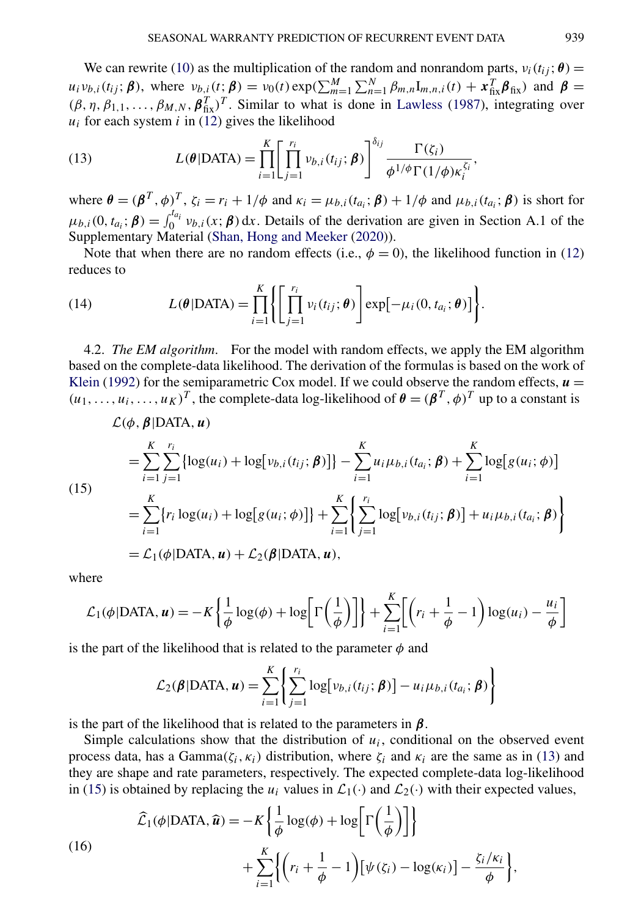We can rewrite (10) as the multiplication of the random and nonrandom parts, $\nu_i(t_{ij};\boldsymbol{\theta}) = u_i \nu_{b,i}(t_{ij};\boldsymbol{\beta})$, where $\nu_{b,i}(t;\boldsymbol{\beta}) = \nu_0(t)\exp(\sum_{m=1}^{M}\sum_{n=1}^{N}\beta_{m,n}\mathrm{I}_{m,n,i}(t) + \boldsymbol{x}_{\text{fix}}^T\boldsymbol{\beta}_{\text{fix}})$ and $\boldsymbol{\beta} = (\beta, \eta, \beta_{1,1}, \ldots, \beta_{M,N}, \boldsymbol{\beta}_{\text{fix}}^T)^T$. Similar to what is done in Lawless (1987), integrating over $u_i$ for each system $i$ in (12) gives the likelihood

$$
L(\boldsymbol{\theta}|\text{DATA}) = \prod_{i=1}^{K}\left[\prod_{j=1}^{r_i}\nu_{b,i}(t_{ij};\boldsymbol{\beta})\right]^{\delta_{ij}} \frac{\Gamma(\zeta_i)}{\phi^{1/\phi}\Gamma(1/\phi)\kappa_i^{\zeta_i}}, \tag{13}
$$

where $\boldsymbol{\theta} = (\boldsymbol{\beta}^T, \phi)^T$, $\zeta_i = r_i + 1/\phi$ and $\kappa_i = \mu_{b,i}(t_{a_i};\boldsymbol{\beta}) + 1/\phi$ and $\mu_{b,i}(t_{a_i};\boldsymbol{\beta})$ is short for $\mu_{b,i}(0, t_{a_i};\boldsymbol{\beta}) = \int_0^{t_{a_i}} \nu_{b,i}(x;\boldsymbol{\beta})\,\mathrm{d}x$. Details of the derivation are given in Section A.1 of the Supplementary Material (Shan, Hong and Meeker (2020)).

Note that when there are no random effects (i.e., $\phi = 0$), the likelihood function in (12) reduces to

$$
L(\boldsymbol{\theta}|\text{DATA}) = \prod_{i=1}^{K}\left\{\left[\prod_{j=1}^{r_i}\nu_i(t_{ij};\boldsymbol{\theta})\right]\exp\left[-\mu_i(0, t_{a_i};\boldsymbol{\theta})\right]\right\}. \tag{14}
$$

4.2. *The EM algorithm.* For the model with random effects, we apply the EM algorithm based on the complete-data likelihood. The derivation of the formulas is based on the work of Klein (1992) for the semiparametric Cox model. If we could observe the random effects, $\boldsymbol{u} = (u_1, \ldots, u_i, \ldots, u_K)^T$, the complete-data log-likelihood of $\boldsymbol{\theta} = (\boldsymbol{\beta}^T, \phi)^T$ up to a constant is

$$
\begin{aligned}
&\mathcal{L}(\phi, \boldsymbol{\beta}|\text{DATA}, \boldsymbol{u}) \\
&= \sum_{i=1}^{K}\sum_{j=1}^{r_i}\left\{\log(u_i) + \log\left[\nu_{b,i}(t_{ij};\boldsymbol{\beta})\right]\right\} - \sum_{i=1}^{K} u_i \mu_{b,i}(t_{a_i};\boldsymbol{\beta}) + \sum_{i=1}^{K}\log\left[g(u_i;\phi)\right] \\
&= \sum_{i=1}^{K}\left\{r_i \log(u_i) + \log\left[g(u_i;\phi)\right]\right\} + \sum_{i=1}^{K}\left\{\sum_{j=1}^{r_i}\log\left[\nu_{b,i}(t_{ij};\boldsymbol{\beta})\right] + u_i\mu_{b,i}(t_{a_i};\boldsymbol{\beta})\right\} \\
&= \mathcal{L}_1(\phi|\text{DATA}, \boldsymbol{u}) + \mathcal{L}_2(\boldsymbol{\beta}|\text{DATA}, \boldsymbol{u}),
\end{aligned} \tag{15}
$$

where

$$
\mathcal{L}_1(\phi|\text{DATA}, \boldsymbol{u}) = -K\left\{\frac{1}{\phi}\log(\phi) + \log\left[\Gamma\left(\frac{1}{\phi}\right)\right]\right\} + \sum_{i=1}^{K}\left[\left(r_i + \frac{1}{\phi} - 1\right)\log(u_i) - \frac{u_i}{\phi}\right]
$$

is the part of the likelihood that is related to the parameter $\phi$ and

$$
\mathcal{L}_2(\boldsymbol{\beta}|\text{DATA}, \boldsymbol{u}) = \sum_{i=1}^{K}\left\{\sum_{j=1}^{r_i}\log\left[\nu_{b,i}(t_{ij};\boldsymbol{\beta})\right] - u_i\mu_{b,i}(t_{a_i};\boldsymbol{\beta})\right\}
$$

is the part of the likelihood that is related to the parameters in $\boldsymbol{\beta}$.

Simple calculations show that the distribution of $u_i$, conditional on the observed event process data, has a Gamma$(\zeta_i, \kappa_i)$ distribution, where $\zeta_i$ and $\kappa_i$ are the same as in (13) and they are shape and rate parameters, respectively. The expected complete-data log-likelihood in (15) is obtained by replacing the $u_i$ values in $\mathcal{L}_1(\cdot)$ and $\mathcal{L}_2(\cdot)$ with their expected values,

$$
\begin{aligned}
\widehat{\mathcal{L}}_1(\phi|\text{DATA}, \widehat{\boldsymbol{u}}) &= -K\left\{\frac{1}{\phi}\log(\phi) + \log\left[\Gamma\left(\frac{1}{\phi}\right)\right]\right\} \\
&\quad + \sum_{i=1}^{K}\left\{\left(r_i + \frac{1}{\phi} - 1\right)\left[\psi(\zeta_i) - \log(\kappa_i)\right] - \frac{\zeta_i/\kappa_i}{\phi}\right\},
\end{aligned} \tag{16}
$$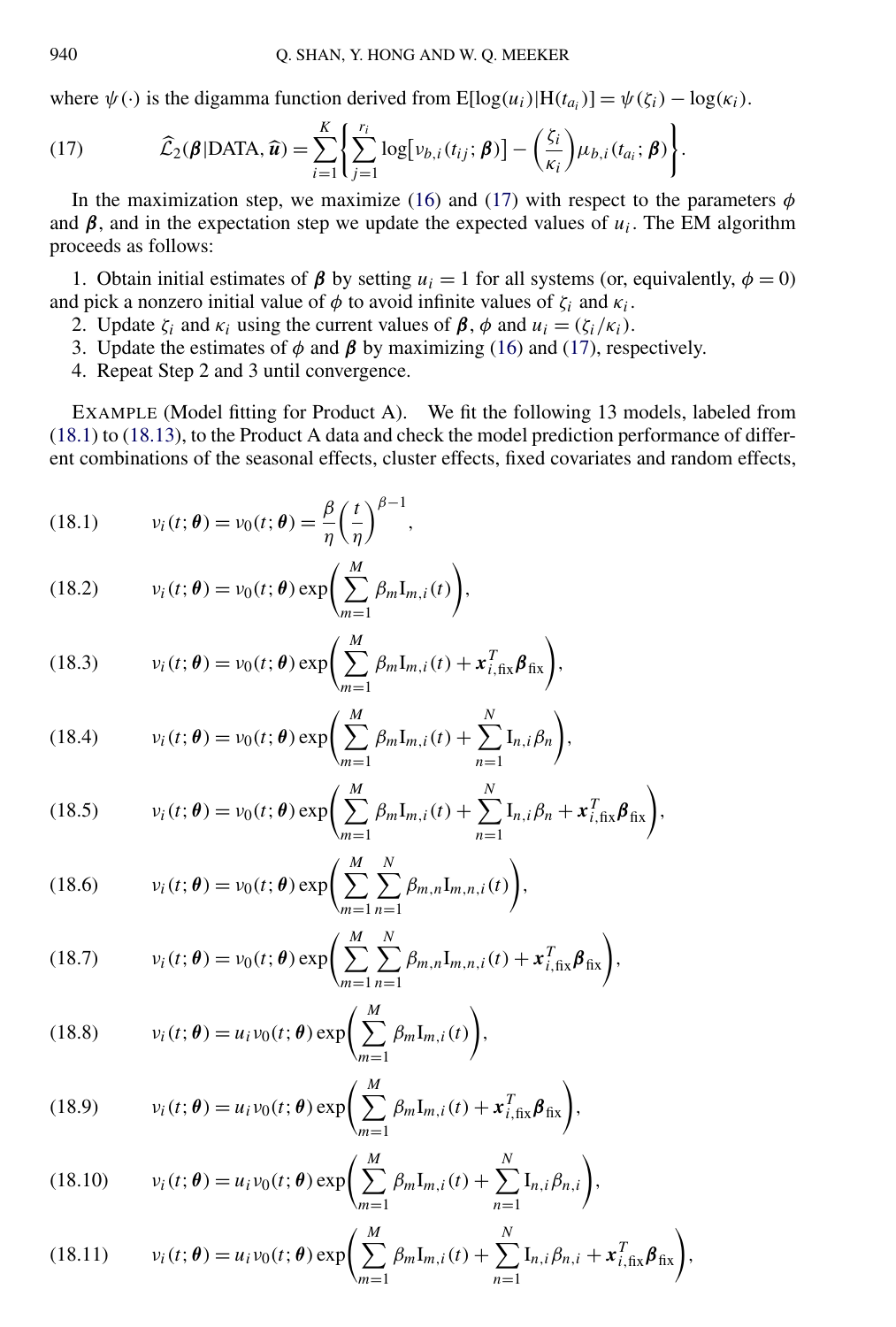where $\psi(\cdot)$ is the digamma function derived from $\mathrm{E}[\log(u_i)|\mathrm{H}(t_{a_i})] = \psi(\zeta_i) - \log(\kappa_i)$.

$$
\widehat{\mathcal{L}}_2(\boldsymbol{\beta}|\text{DATA}, \widehat{\boldsymbol{u}}) = \sum_{i=1}^{K} \left\{ \sum_{j=1}^{r_i} \log\left[\nu_{b,i}(t_{ij}; \boldsymbol{\beta})\right] - \left(\frac{\zeta_i}{\kappa_i}\right) \mu_{b,i}(t_{a_i}; \boldsymbol{\beta}) \right\}. \tag{17}
$$

In the maximization step, we maximize (16) and (17) with respect to the parameters $\phi$ and $\boldsymbol{\beta}$, and in the expectation step we update the expected values of $u_i$. The EM algorithm proceeds as follows:

1. Obtain initial estimates of $\boldsymbol{\beta}$ by setting $u_i = 1$ for all systems (or, equivalently, $\phi = 0$) and pick a nonzero initial value of $\phi$ to avoid infinite values of $\zeta_i$ and $\kappa_i$.
2. Update $\zeta_i$ and $\kappa_i$ using the current values of $\boldsymbol{\beta}$, $\phi$ and $u_i = (\zeta_i/\kappa_i)$.
3. Update the estimates of $\phi$ and $\boldsymbol{\beta}$ by maximizing (16) and (17), respectively.
4. Repeat Step 2 and 3 until convergence.

EXAMPLE (Model fitting for Product A). We fit the following 13 models, labeled from (18.1) to (18.13), to the Product A data and check the model prediction performance of different combinations of the seasonal effects, cluster effects, fixed covariates and random effects,

$$
\nu_i(t;\boldsymbol{\theta}) = \nu_0(t;\boldsymbol{\theta}) = \frac{\beta}{\eta}\left(\frac{t}{\eta}\right)^{\beta-1}, \tag{18.1}
$$

$$
\nu_i(t;\boldsymbol{\theta}) = \nu_0(t;\boldsymbol{\theta}) \exp\left(\sum_{m=1}^{M} \beta_m \mathrm{I}_{m,i}(t)\right), \tag{18.2}
$$

$$
\nu_i(t;\boldsymbol{\theta}) = \nu_0(t;\boldsymbol{\theta}) \exp\left(\sum_{m=1}^{M} \beta_m \mathrm{I}_{m,i}(t) + \boldsymbol{x}_{i,\text{fix}}^T \boldsymbol{\beta}_{\text{fix}}\right), \tag{18.3}
$$

$$
\nu_i(t;\boldsymbol{\theta}) = \nu_0(t;\boldsymbol{\theta}) \exp\left(\sum_{m=1}^{M} \beta_m \mathrm{I}_{m,i}(t) + \sum_{n=1}^{N} \mathrm{I}_{n,i} \beta_n\right), \tag{18.4}
$$

$$
\nu_i(t;\boldsymbol{\theta}) = \nu_0(t;\boldsymbol{\theta}) \exp\left(\sum_{m=1}^{M} \beta_m \mathrm{I}_{m,i}(t) + \sum_{n=1}^{N} \mathrm{I}_{n,i} \beta_n + \boldsymbol{x}_{i,\text{fix}}^T \boldsymbol{\beta}_{\text{fix}}\right), \tag{18.5}
$$

$$
\nu_i(t;\boldsymbol{\theta}) = \nu_0(t;\boldsymbol{\theta}) \exp\left(\sum_{m=1}^{M} \sum_{n=1}^{N} \beta_{m,n} \mathrm{I}_{m,n,i}(t)\right), \tag{18.6}
$$

$$
\nu_i(t;\boldsymbol{\theta}) = \nu_0(t;\boldsymbol{\theta}) \exp\left(\sum_{m=1}^{M} \sum_{n=1}^{N} \beta_{m,n} \mathrm{I}_{m,n,i}(t) + \boldsymbol{x}_{i,\text{fix}}^T \boldsymbol{\beta}_{\text{fix}}\right), \tag{18.7}
$$

$$
\nu_i(t;\boldsymbol{\theta}) = u_i \nu_0(t;\boldsymbol{\theta}) \exp\left(\sum_{m=1}^{M} \beta_m \mathrm{I}_{m,i}(t)\right), \tag{18.8}
$$

$$
\nu_i(t;\boldsymbol{\theta}) = u_i \nu_0(t;\boldsymbol{\theta}) \exp\left(\sum_{m=1}^{M} \beta_m \mathrm{I}_{m,i}(t) + \boldsymbol{x}_{i,\text{fix}}^T \boldsymbol{\beta}_{\text{fix}}\right), \tag{18.9}
$$

$$
\nu_i(t;\boldsymbol{\theta}) = u_i \nu_0(t;\boldsymbol{\theta}) \exp\left(\sum_{m=1}^{M} \beta_m \mathrm{I}_{m,i}(t) + \sum_{n=1}^{N} \mathrm{I}_{n,i} \beta_{n,i}\right), \tag{18.10}
$$

$$
\nu_i(t;\boldsymbol{\theta}) = u_i \nu_0(t;\boldsymbol{\theta}) \exp\left(\sum_{m=1}^{M} \beta_m \mathrm{I}_{m,i}(t) + \sum_{n=1}^{N} \mathrm{I}_{n,i} \beta_{n,i} + \boldsymbol{x}_{i,\text{fix}}^T \boldsymbol{\beta}_{\text{fix}}\right), \tag{18.11}
$$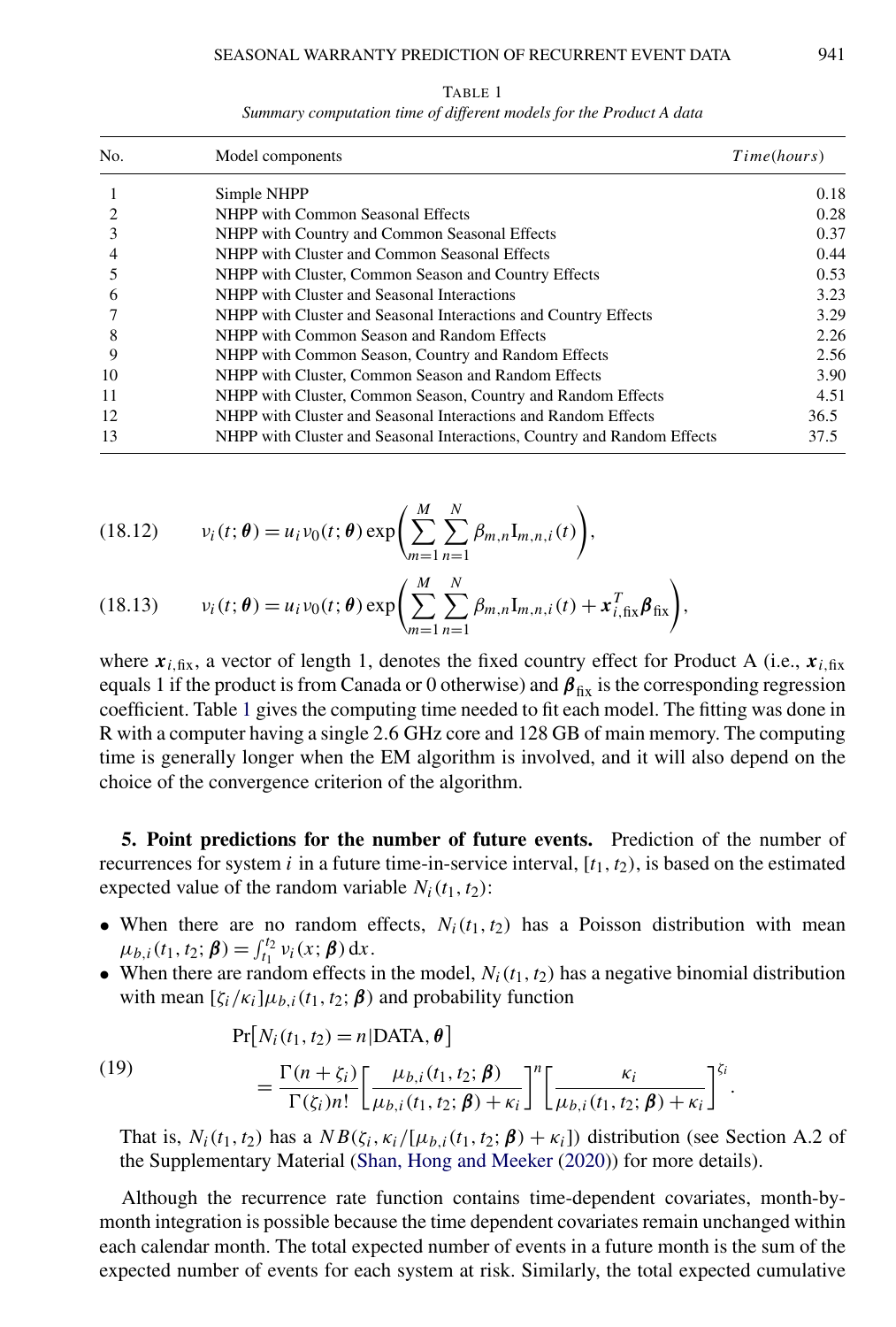TABLE 1

*Summary computation time of different models for the Product A data*

| No. | Model components | *Time*(*hours*) |
|---|---|---|
| 1 | Simple NHPP | 0.18 |
| 2 | NHPP with Common Seasonal Effects | 0.28 |
| 3 | NHPP with Country and Common Seasonal Effects | 0.37 |
| 4 | NHPP with Cluster and Common Seasonal Effects | 0.44 |
| 5 | NHPP with Cluster, Common Season and Country Effects | 0.53 |
| 6 | NHPP with Cluster and Seasonal Interactions | 3.23 |
| 7 | NHPP with Cluster and Seasonal Interactions and Country Effects | 3.29 |
| 8 | NHPP with Common Season and Random Effects | 2.26 |
| 9 | NHPP with Common Season, Country and Random Effects | 2.56 |
| 10 | NHPP with Cluster, Common Season and Random Effects | 3.90 |
| 11 | NHPP with Cluster, Common Season, Country and Random Effects | 4.51 |
| 12 | NHPP with Cluster and Seasonal Interactions and Random Effects | 36.5 |
| 13 | NHPP with Cluster and Seasonal Interactions, Country and Random Effects | 37.5 |

$$\nu_i(t;\boldsymbol{\theta}) = u_i \nu_0(t;\boldsymbol{\theta}) \exp\left(\sum_{m=1}^{M}\sum_{n=1}^{N} \beta_{m,n} \mathrm{I}_{m,n,i}(t)\right), \tag{18.12}$$

$$\nu_i(t;\boldsymbol{\theta}) = u_i \nu_0(t;\boldsymbol{\theta}) \exp\left(\sum_{m=1}^{M}\sum_{n=1}^{N} \beta_{m,n} \mathrm{I}_{m,n,i}(t) + \boldsymbol{x}_{i,\mathrm{fix}}^T \boldsymbol{\beta}_{\mathrm{fix}}\right), \tag{18.13}$$

where $\boldsymbol{x}_{i,\mathrm{fix}}$, a vector of length 1, denotes the fixed country effect for Product A (i.e., $\boldsymbol{x}_{i,\mathrm{fix}}$ equals 1 if the product is from Canada or 0 otherwise) and $\boldsymbol{\beta}_{\mathrm{fix}}$ is the corresponding regression coefficient. Table 1 gives the computing time needed to fit each model. The fitting was done in R with a computer having a single 2.6 GHz core and 128 GB of main memory. The computing time is generally longer when the EM algorithm is involved, and it will also depend on the choice of the convergence criterion of the algorithm.

**5. Point predictions for the number of future events.** Prediction of the number of recurrences for system $i$ in a future time-in-service interval, $[t_1, t_2)$, is based on the estimated expected value of the random variable $N_i(t_1, t_2)$:

- When there are no random effects, $N_i(t_1, t_2)$ has a Poisson distribution with mean $\mu_{b,i}(t_1, t_2; \boldsymbol{\beta}) = \int_{t_1}^{t_2} \nu_i(x; \boldsymbol{\beta})\, \mathrm{d}x$.
- When there are random effects in the model, $N_i(t_1, t_2)$ has a negative binomial distribution with mean $[\zeta_i/\kappa_i]\mu_{b,i}(t_1, t_2; \boldsymbol{\beta})$ and probability function

$$\Pr\left[N_i(t_1, t_2) = n | \mathrm{DATA}, \boldsymbol{\theta}\right] = \frac{\Gamma(n+\zeta_i)}{\Gamma(\zeta_i) n!}\left[\frac{\mu_{b,i}(t_1, t_2; \boldsymbol{\beta})}{\mu_{b,i}(t_1, t_2; \boldsymbol{\beta}) + \kappa_i}\right]^n \left[\frac{\kappa_i}{\mu_{b,i}(t_1, t_2; \boldsymbol{\beta}) + \kappa_i}\right]^{\zeta_i}. \tag{19}$$

That is, $N_i(t_1, t_2)$ has a $NB(\zeta_i, \kappa_i/[\mu_{b,i}(t_1, t_2; \boldsymbol{\beta}) + \kappa_i])$ distribution (see Section A.2 of the Supplementary Material (Shan, Hong and Meeker (2020)) for more details).

Although the recurrence rate function contains time-dependent covariates, month-by-month integration is possible because the time dependent covariates remain unchanged within each calendar month. The total expected number of events in a future month is the sum of the expected number of events for each system at risk. Similarly, the total expected cumulative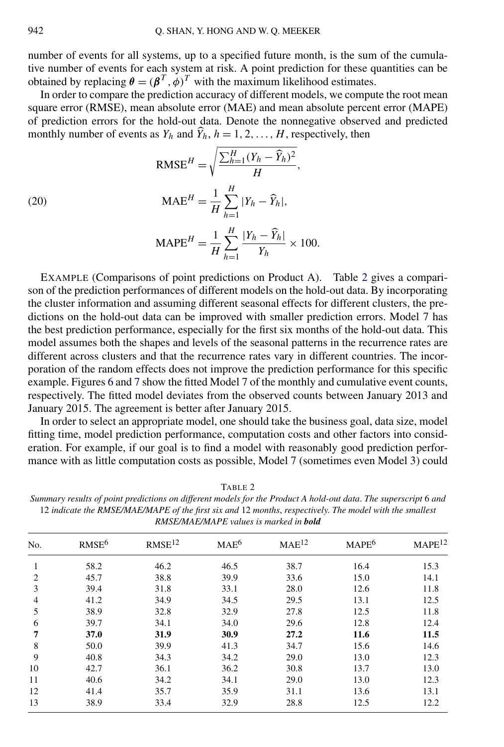number of events for all systems, up to a specified future month, is the sum of the cumulative number of events for each system at risk. A point prediction for these quantities can be obtained by replacing $\boldsymbol{\theta} = (\boldsymbol{\beta}^T, \phi)^T$ with the maximum likelihood estimates.

In order to compare the prediction accuracy of different models, we compute the root mean square error (RMSE), mean absolute error (MAE) and mean absolute percent error (MAPE) of prediction errors for the hold-out data. Denote the nonnegative observed and predicted monthly number of events as $Y_h$ and $\widehat{Y}_h$, $h = 1, 2, \ldots, H$, respectively, then

$$
\begin{aligned}
\text{RMSE}^H &= \sqrt{\frac{\sum_{h=1}^{H}(Y_h - \widehat{Y}_h)^2}{H}}, \\
\text{MAE}^H &= \frac{1}{H}\sum_{h=1}^{H}|Y_h - \widehat{Y}_h|, \qquad (20)\\
\text{MAPE}^H &= \frac{1}{H}\sum_{h=1}^{H}\frac{|Y_h - \widehat{Y}_h|}{Y_h} \times 100.
\end{aligned}
$$

EXAMPLE (Comparisons of point predictions on Product A). Table 2 gives a comparison of the prediction performances of different models on the hold-out data. By incorporating the cluster information and assuming different seasonal effects for different clusters, the predictions on the hold-out data can be improved with smaller prediction errors. Model 7 has the best prediction performance, especially for the first six months of the hold-out data. This model assumes both the shapes and levels of the seasonal patterns in the recurrence rates are different across clusters and that the recurrence rates vary in different countries. The incorporation of the random effects does not improve the prediction performance for this specific example. Figures 6 and 7 show the fitted Model 7 of the monthly and cumulative event counts, respectively. The fitted model deviates from the observed counts between January 2013 and January 2015. The agreement is better after January 2015.

In order to select an appropriate model, one should take the business goal, data size, model fitting time, model prediction performance, computation costs and other factors into consideration. For example, if our goal is to find a model with reasonably good prediction performance with as little computation costs as possible, Model 7 (sometimes even Model 3) could

TABLE 2

*Summary results of point predictions on different models for the Product A hold-out data. The superscript* 6 *and* 12 *indicate the RMSE/MAE/MAPE of the first six and* 12 *months, respectively. The model with the smallest RMSE/MAE/MAPE values is marked in* ***bold***

| No. | $\text{RMSE}^6$ | $\text{RMSE}^{12}$ | $\text{MAE}^6$ | $\text{MAE}^{12}$ | $\text{MAPE}^6$ | $\text{MAPE}^{12}$ |
|---|---|---|---|---|---|---|
| 1 | 58.2 | 46.2 | 46.5 | 38.7 | 16.4 | 15.3 |
| 2 | 45.7 | 38.8 | 39.9 | 33.6 | 15.0 | 14.1 |
| 3 | 39.4 | 31.8 | 33.1 | 28.0 | 12.6 | 11.8 |
| 4 | 41.2 | 34.9 | 34.5 | 29.5 | 13.1 | 12.5 |
| 5 | 38.9 | 32.8 | 32.9 | 27.8 | 12.5 | 11.8 |
| 6 | 39.7 | 34.1 | 34.0 | 29.6 | 12.8 | 12.4 |
| **7** | **37.0** | **31.9** | **30.9** | **27.2** | **11.6** | **11.5** |
| 8 | 50.0 | 39.9 | 41.3 | 34.7 | 15.6 | 14.6 |
| 9 | 40.8 | 34.3 | 34.2 | 29.0 | 13.0 | 12.3 |
| 10 | 42.7 | 36.1 | 36.2 | 30.8 | 13.7 | 13.0 |
| 11 | 40.6 | 34.2 | 34.1 | 29.0 | 13.0 | 12.3 |
| 12 | 41.4 | 35.7 | 35.9 | 31.1 | 13.6 | 13.1 |
| 13 | 38.9 | 33.4 | 32.9 | 28.8 | 12.5 | 12.2 |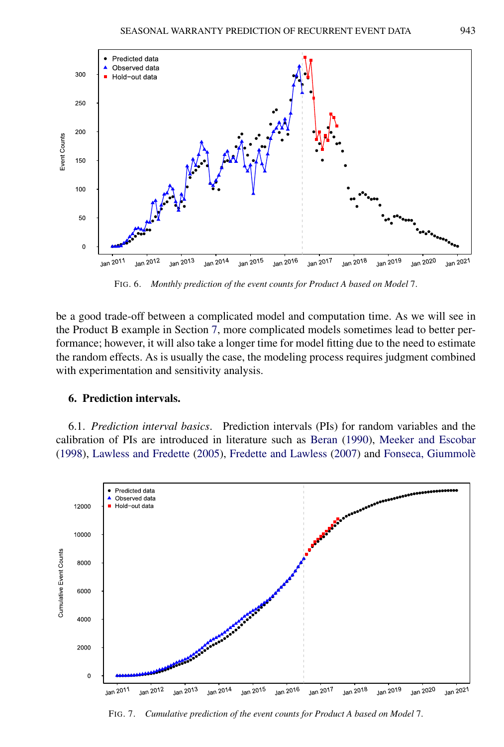FIG. 6. *Monthly prediction of the event counts for Product A based on Model* 7.

be a good trade-off between a complicated model and computation time. As we will see in the Product B example in Section 7, more complicated models sometimes lead to better performance; however, it will also take a longer time for model fitting due to the need to estimate the random effects. As is usually the case, the modeling process requires judgment combined with experimentation and sensitivity analysis.

## 6. Prediction intervals.

6.1. *Prediction interval basics*. Prediction intervals (PIs) for random variables and the calibration of PIs are introduced in literature such as Beran (1990), Meeker and Escobar (1998), Lawless and Fredette (2005), Fredette and Lawless (2007) and Fonseca, Giummolè

FIG. 7. *Cumulative prediction of the event counts for Product A based on Model* 7.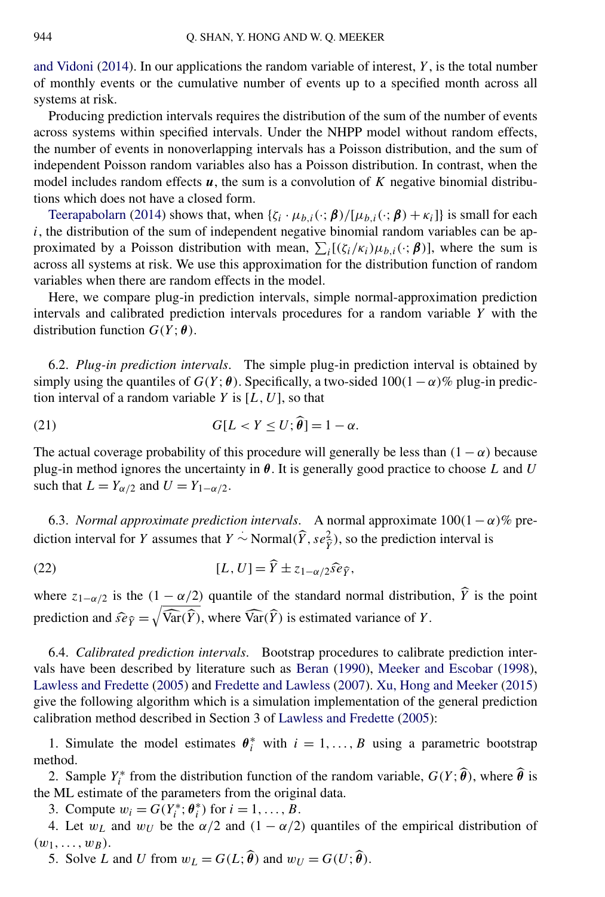and Vidoni (2014). In our applications the random variable of interest, $Y$, is the total number of monthly events or the cumulative number of events up to a specified month across all systems at risk.

Producing prediction intervals requires the distribution of the sum of the number of events across systems within specified intervals. Under the NHPP model without random effects, the number of events in nonoverlapping intervals has a Poisson distribution, and the sum of independent Poisson random variables also has a Poisson distribution. In contrast, when the model includes random effects $\boldsymbol{u}$, the sum is a convolution of $K$ negative binomial distributions which does not have a closed form.

Teerapabolarn (2014) shows that, when $\{\zeta_i \cdot \mu_{b,i}(\cdot;\boldsymbol{\beta})/[\mu_{b,i}(\cdot;\boldsymbol{\beta}) + \kappa_i]\}$ is small for each $i$, the distribution of the sum of independent negative binomial random variables can be approximated by a Poisson distribution with mean, $\sum_i[(\zeta_i/\kappa_i)\mu_{b,i}(\cdot;\boldsymbol{\beta})]$, where the sum is across all systems at risk. We use this approximation for the distribution function of random variables when there are random effects in the model.

Here, we compare plug-in prediction intervals, simple normal-approximation prediction intervals and calibrated prediction intervals procedures for a random variable $Y$ with the distribution function $G(Y;\boldsymbol{\theta})$.

6.2. *Plug-in prediction intervals*. The simple plug-in prediction interval is obtained by simply using the quantiles of $G(Y;\boldsymbol{\theta})$. Specifically, a two-sided $100(1-\alpha)\%$ plug-in prediction interval of a random variable $Y$ is $[L, U]$, so that

$$G[L < Y \leq U; \widehat{\boldsymbol{\theta}}] = 1 - \alpha. \tag{21}$$

The actual coverage probability of this procedure will generally be less than $(1-\alpha)$ because plug-in method ignores the uncertainty in $\boldsymbol{\theta}$. It is generally good practice to choose $L$ and $U$ such that $L = Y_{\alpha/2}$ and $U = Y_{1-\alpha/2}$.

6.3. *Normal approximate prediction intervals*. A normal approximate $100(1-\alpha)\%$ prediction interval for $Y$ assumes that $Y \mathrel{\dot\sim} \text{Normal}(\widehat{Y}, se^2_{\widehat{Y}})$, so the prediction interval is

$$[L, U] = \widehat{Y} \pm z_{1-\alpha/2}\widehat{se}_{\widehat{Y}}, \tag{22}$$

where $z_{1-\alpha/2}$ is the $(1-\alpha/2)$ quantile of the standard normal distribution, $\widehat{Y}$ is the point prediction and $\widehat{se}_{\widehat{Y}} = \sqrt{\widehat{\text{Var}}(\widehat{Y})}$, where $\widehat{\text{Var}}(\widehat{Y})$ is estimated variance of $Y$.

6.4. *Calibrated prediction intervals*. Bootstrap procedures to calibrate prediction intervals have been described by literature such as Beran (1990), Meeker and Escobar (1998), Lawless and Fredette (2005) and Fredette and Lawless (2007). Xu, Hong and Meeker (2015) give the following algorithm which is a simulation implementation of the general prediction calibration method described in Section 3 of Lawless and Fredette (2005):

1. Simulate the model estimates $\boldsymbol{\theta}^*_i$ with $i = 1, \ldots, B$ using a parametric bootstrap method.
2. Sample $Y^*_i$ from the distribution function of the random variable, $G(Y;\widehat{\boldsymbol{\theta}})$, where $\widehat{\boldsymbol{\theta}}$ is the ML estimate of the parameters from the original data.
3. Compute $w_i = G(Y^*_i;\boldsymbol{\theta}^*_i)$ for $i = 1, \ldots, B$.
4. Let $w_L$ and $w_U$ be the $\alpha/2$ and $(1-\alpha/2)$ quantiles of the empirical distribution of $(w_1, \ldots, w_B)$.
5. Solve $L$ and $U$ from $w_L = G(L;\widehat{\boldsymbol{\theta}})$ and $w_U = G(U;\widehat{\boldsymbol{\theta}})$.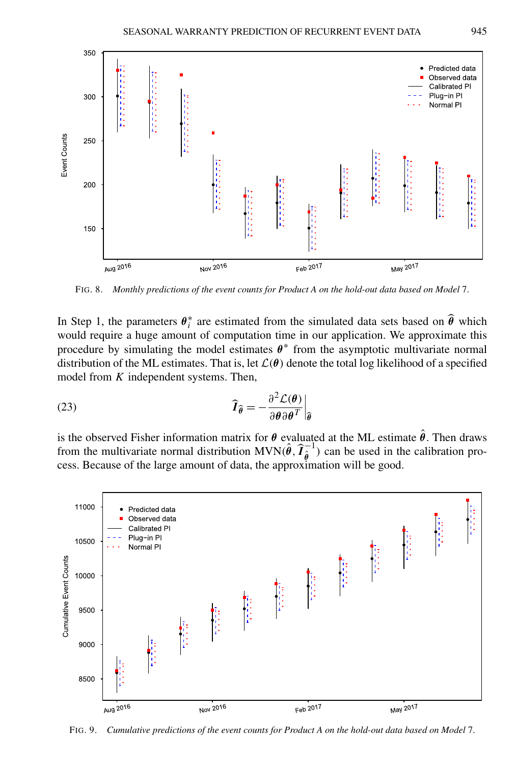FIG. 8. *Monthly predictions of the event counts for Product A on the hold-out data based on Model* 7.

In Step 1, the parameters $\boldsymbol{\theta}_i^*$ are estimated from the simulated data sets based on $\widehat{\boldsymbol{\theta}}$ which would require a huge amount of computation time in our application. We approximate this procedure by simulating the model estimates $\boldsymbol{\theta}^*$ from the asymptotic multivariate normal distribution of the ML estimates. That is, let $\mathcal{L}(\boldsymbol{\theta})$ denote the total log likelihood of a specified model from $K$ independent systems. Then,

$$\widehat{\boldsymbol{I}}_{\widehat{\boldsymbol{\theta}}} = -\frac{\partial^2 \mathcal{L}(\boldsymbol{\theta})}{\partial \boldsymbol{\theta} \partial \boldsymbol{\theta}^T}\bigg|_{\widehat{\boldsymbol{\theta}}} \tag{23}$$

is the observed Fisher information matrix for $\boldsymbol{\theta}$ evaluated at the ML estimate $\hat{\boldsymbol{\theta}}$. Then draws from the multivariate normal distribution $\text{MVN}(\hat{\boldsymbol{\theta}}, \widehat{\boldsymbol{I}}_{\hat{\boldsymbol{\theta}}}^{-1})$ can be used in the calibration process. Because of the large amount of data, the approximation will be good.

FIG. 9. *Cumulative predictions of the event counts for Product A on the hold-out data based on Model* 7.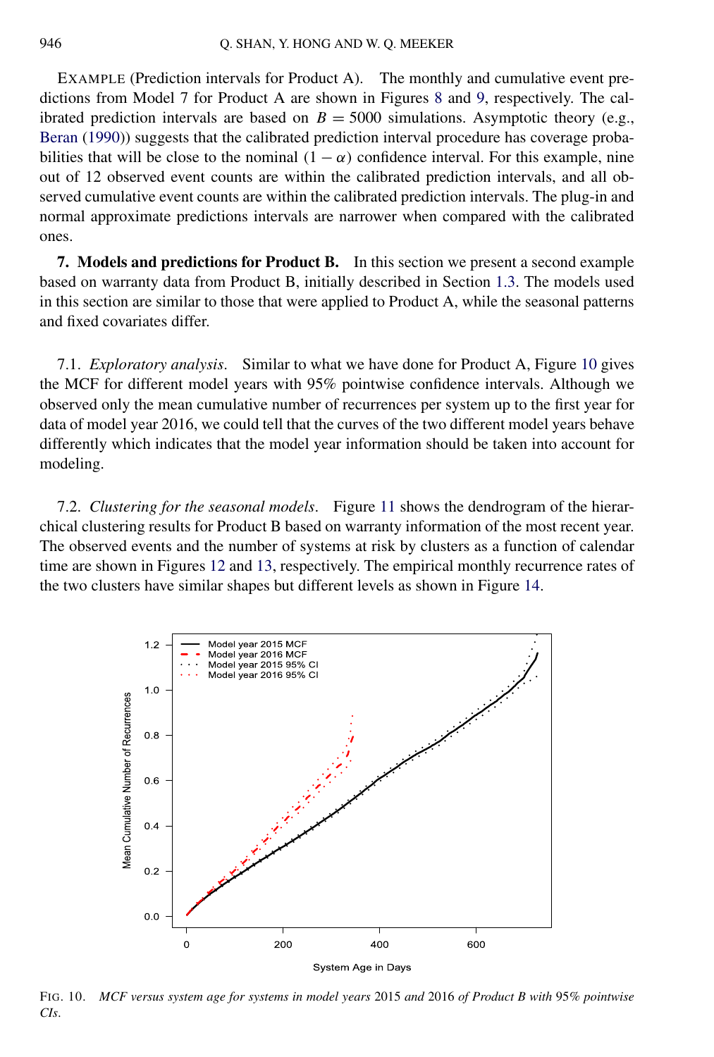EXAMPLE (Prediction intervals for Product A). The monthly and cumulative event predictions from Model 7 for Product A are shown in Figures 8 and 9, respectively. The calibrated prediction intervals are based on $B = 5000$ simulations. Asymptotic theory (e.g., Beran (1990)) suggests that the calibrated prediction interval procedure has coverage probabilities that will be close to the nominal $(1 - \alpha)$ confidence interval. For this example, nine out of 12 observed event counts are within the calibrated prediction intervals, and all observed cumulative event counts are within the calibrated prediction intervals. The plug-in and normal approximate predictions intervals are narrower when compared with the calibrated ones.

## 7. Models and predictions for Product B.

In this section we present a second example based on warranty data from Product B, initially described in Section 1.3. The models used in this section are similar to those that were applied to Product A, while the seasonal patterns and fixed covariates differ.

7.1. *Exploratory analysis*. Similar to what we have done for Product A, Figure 10 gives the MCF for different model years with 95% pointwise confidence intervals. Although we observed only the mean cumulative number of recurrences per system up to the first year for data of model year 2016, we could tell that the curves of the two different model years behave differently which indicates that the model year information should be taken into account for modeling.

7.2. *Clustering for the seasonal models*. Figure 11 shows the dendrogram of the hierarchical clustering results for Product B based on warranty information of the most recent year. The observed events and the number of systems at risk by clusters as a function of calendar time are shown in Figures 12 and 13, respectively. The empirical monthly recurrence rates of the two clusters have similar shapes but different levels as shown in Figure 14.

FIG. 10. *MCF versus system age for systems in model years* 2015 *and* 2016 *of Product B with* 95% *pointwise CIs*.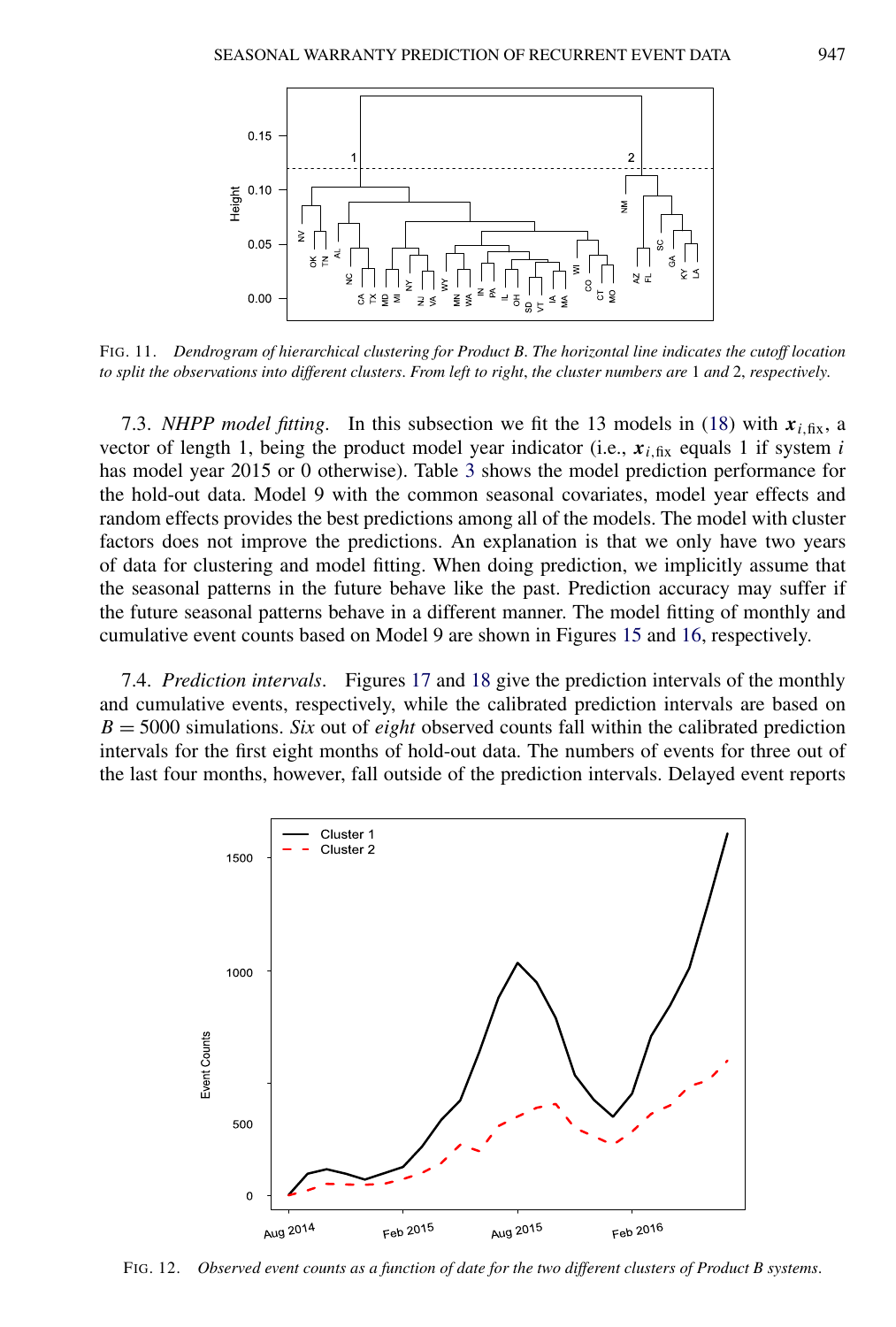FIG. 11. *Dendrogram of hierarchical clustering for Product B. The horizontal line indicates the cutoff location to split the observations into different clusters. From left to right, the cluster numbers are* 1 *and* 2, *respectively.*

7.3. *NHPP model fitting*. In this subsection we fit the 13 models in (18) with $\boldsymbol{x}_{i,\mathrm{fix}}$, a vector of length 1, being the product model year indicator (i.e., $\boldsymbol{x}_{i,\mathrm{fix}}$ equals 1 if system $i$ has model year 2015 or 0 otherwise). Table 3 shows the model prediction performance for the hold-out data. Model 9 with the common seasonal covariates, model year effects and random effects provides the best predictions among all of the models. The model with cluster factors does not improve the predictions. An explanation is that we only have two years of data for clustering and model fitting. When doing prediction, we implicitly assume that the seasonal patterns in the future behave like the past. Prediction accuracy may suffer if the future seasonal patterns behave in a different manner. The model fitting of monthly and cumulative event counts based on Model 9 are shown in Figures 15 and 16, respectively.

7.4. *Prediction intervals*. Figures 17 and 18 give the prediction intervals of the monthly and cumulative events, respectively, while the calibrated prediction intervals are based on $B = 5000$ simulations. *Six* out of *eight* observed counts fall within the calibrated prediction intervals for the first eight months of hold-out data. The numbers of events for three out of the last four months, however, fall outside of the prediction intervals. Delayed event reports

FIG. 12. *Observed event counts as a function of date for the two different clusters of Product B systems.*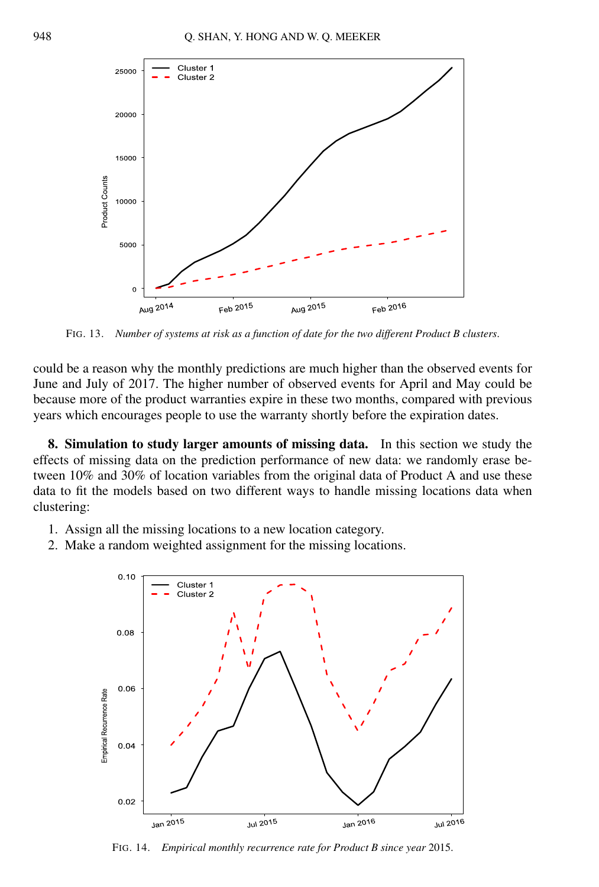FIG. 13. *Number of systems at risk as a function of date for the two different Product B clusters.*

could be a reason why the monthly predictions are much higher than the observed events for June and July of 2017. The higher number of observed events for April and May could be because more of the product warranties expire in these two months, compared with previous years which encourages people to use the warranty shortly before the expiration dates.

**8. Simulation to study larger amounts of missing data.** In this section we study the effects of missing data on the prediction performance of new data: we randomly erase between 10% and 30% of location variables from the original data of Product A and use these data to fit the models based on two different ways to handle missing locations data when clustering:

1. Assign all the missing locations to a new location category.
2. Make a random weighted assignment for the missing locations.

FIG. 14. *Empirical monthly recurrence rate for Product B since year* 2015.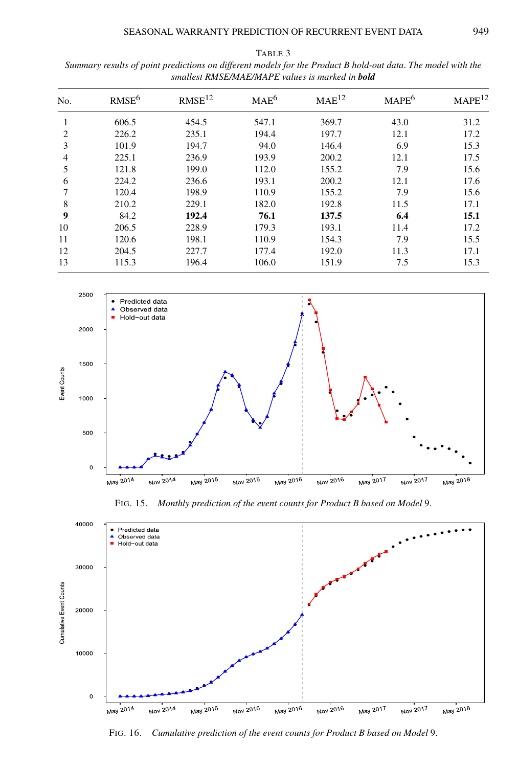TABLE 3

*Summary results of point predictions on different models for the Product B hold-out data. The model with the smallest RMSE/MAE/MAPE values is marked in **bold***

| No. | $RMSE^6$ | $RMSE^{12}$ | $MAE^6$ | $MAE^{12}$ | $MAPE^6$ | $MAPE^{12}$ |
|---|---|---|---|---|---|---|
| 1 | 606.5 | 454.5 | 547.1 | 369.7 | 43.0 | 31.2 |
| 2 | 226.2 | 235.1 | 194.4 | 197.7 | 12.1 | 17.2 |
| 3 | 101.9 | 194.7 | 94.0 | 146.4 | 6.9 | 15.3 |
| 4 | 225.1 | 236.9 | 193.9 | 200.2 | 12.1 | 17.5 |
| 5 | 121.8 | 199.0 | 112.0 | 155.2 | 7.9 | 15.6 |
| 6 | 224.2 | 236.6 | 193.1 | 200.2 | 12.1 | 17.6 |
| 7 | 120.4 | 198.9 | 110.9 | 155.2 | 7.9 | 15.6 |
| 8 | 210.2 | 229.1 | 182.0 | 192.8 | 11.5 | 17.1 |
| **9** | 84.2 | **192.4** | **76.1** | **137.5** | **6.4** | **15.1** |
| 10 | 206.5 | 228.9 | 179.3 | 193.1 | 11.4 | 17.2 |
| 11 | 120.6 | 198.1 | 110.9 | 154.3 | 7.9 | 15.5 |
| 12 | 204.5 | 227.7 | 177.4 | 192.0 | 11.3 | 17.1 |
| 13 | 115.3 | 196.4 | 106.0 | 151.9 | 7.5 | 15.3 |

FIG. 15. *Monthly prediction of the event counts for Product B based on Model* 9.

FIG. 16. *Cumulative prediction of the event counts for Product B based on Model* 9.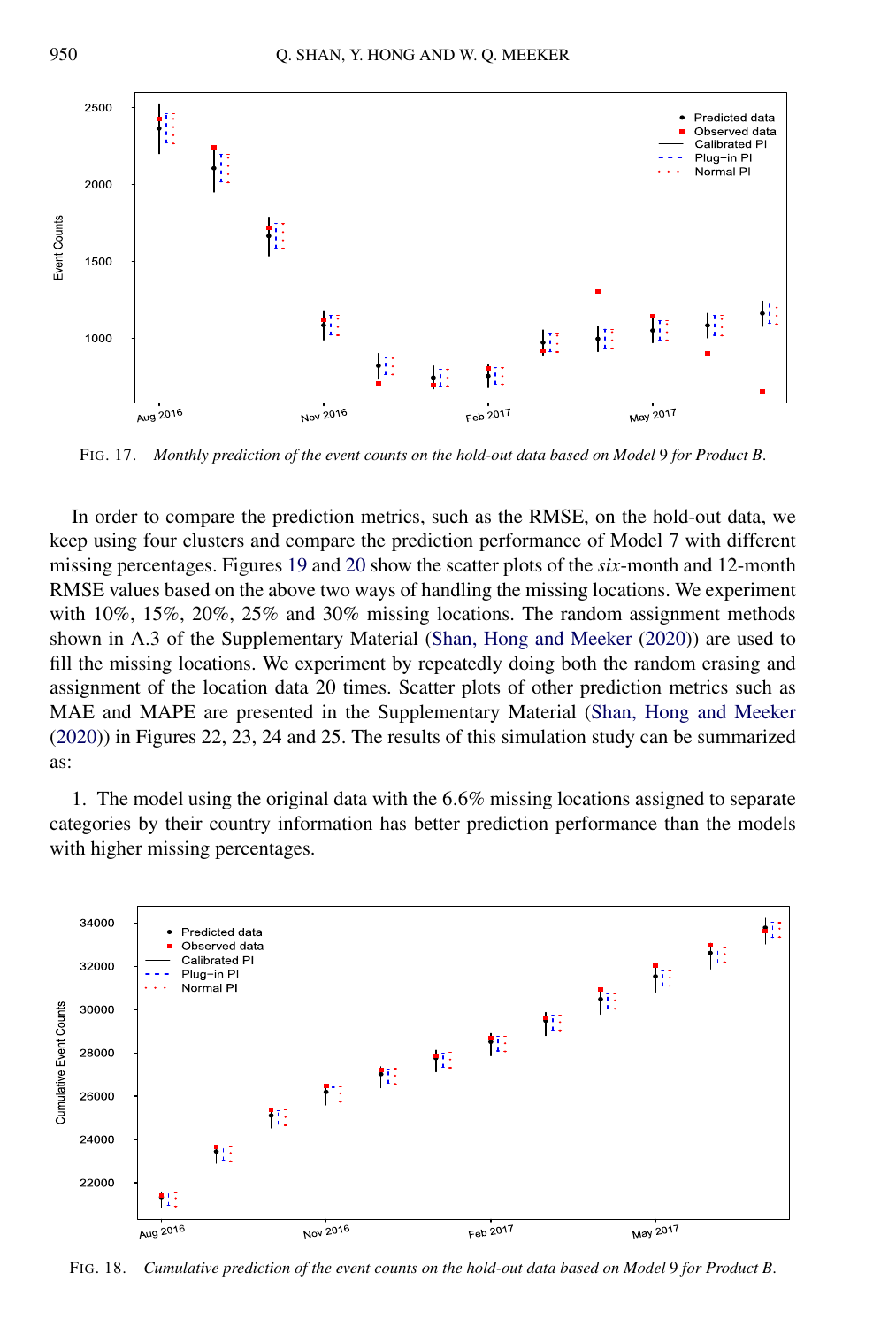FIG. 17. *Monthly prediction of the event counts on the hold-out data based on Model* 9 *for Product B*.

In order to compare the prediction metrics, such as the RMSE, on the hold-out data, we keep using four clusters and compare the prediction performance of Model 7 with different missing percentages. Figures 19 and 20 show the scatter plots of the *six*-month and 12-month RMSE values based on the above two ways of handling the missing locations. We experiment with 10%, 15%, 20%, 25% and 30% missing locations. The random assignment methods shown in A.3 of the Supplementary Material (Shan, Hong and Meeker (2020)) are used to fill the missing locations. We experiment by repeatedly doing both the random erasing and assignment of the location data 20 times. Scatter plots of other prediction metrics such as MAE and MAPE are presented in the Supplementary Material (Shan, Hong and Meeker (2020)) in Figures 22, 23, 24 and 25. The results of this simulation study can be summarized as:

1. The model using the original data with the 6.6% missing locations assigned to separate categories by their country information has better prediction performance than the models with higher missing percentages.

FIG. 18. *Cumulative prediction of the event counts on the hold-out data based on Model* 9 *for Product B*.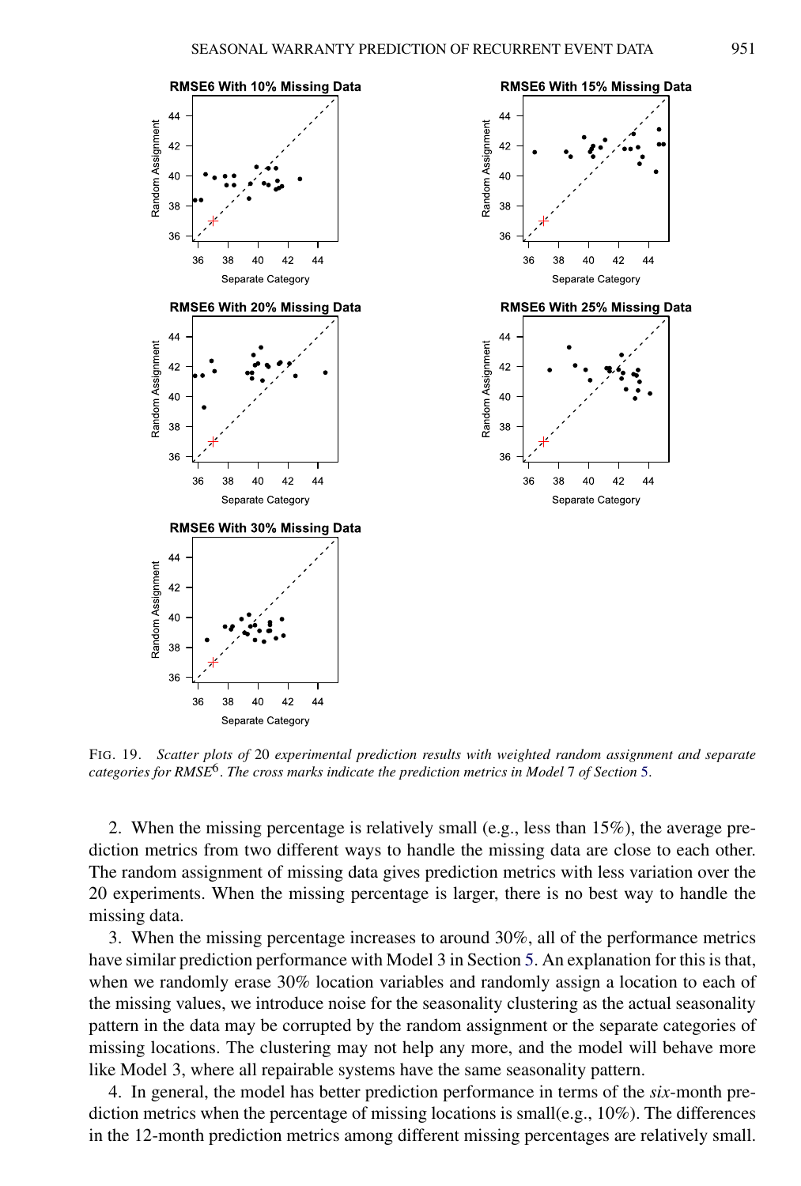FIG. 19. *Scatter plots of* 20 *experimental prediction results with weighted random assignment and separate categories for RMSE*$^{6}$. *The cross marks indicate the prediction metrics in Model* 7 *of Section* 5.

2. When the missing percentage is relatively small (e.g., less than 15%), the average prediction metrics from two different ways to handle the missing data are close to each other. The random assignment of missing data gives prediction metrics with less variation over the 20 experiments. When the missing percentage is larger, there is no best way to handle the missing data.

3. When the missing percentage increases to around 30%, all of the performance metrics have similar prediction performance with Model 3 in Section 5. An explanation for this is that, when we randomly erase 30% location variables and randomly assign a location to each of the missing values, we introduce noise for the seasonality clustering as the actual seasonality pattern in the data may be corrupted by the random assignment or the separate categories of missing locations. The clustering may not help any more, and the model will behave more like Model 3, where all repairable systems have the same seasonality pattern.

4. In general, the model has better prediction performance in terms of the *six*-month prediction metrics when the percentage of missing locations is small(e.g., 10%). The differences in the 12-month prediction metrics among different missing percentages are relatively small.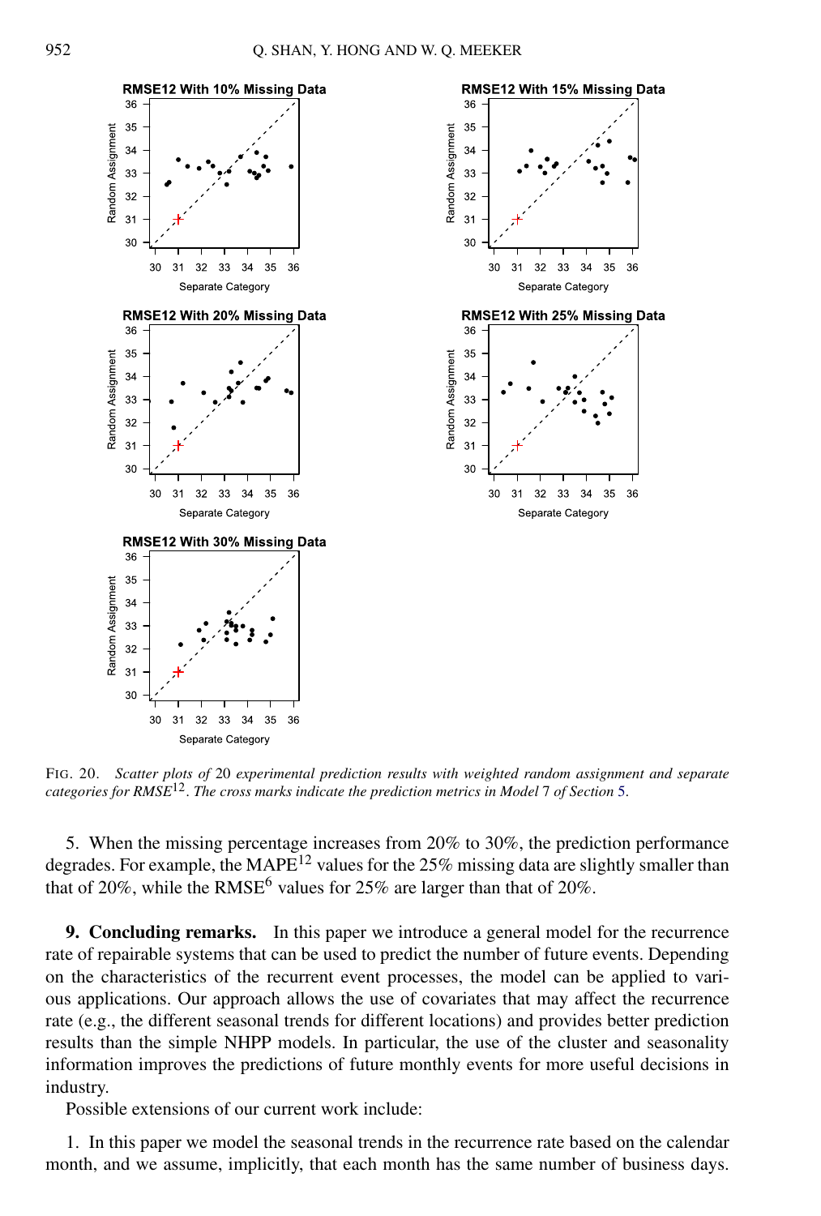FIG. 20. *Scatter plots of* 20 *experimental prediction results with weighted random assignment and separate categories for RMSE*$^{12}$. *The cross marks indicate the prediction metrics in Model* 7 *of Section* 5.

5. When the missing percentage increases from 20% to 30%, the prediction performance degrades. For example, the MAPE$^{12}$ values for the 25% missing data are slightly smaller than that of 20%, while the RMSE$^{6}$ values for 25% are larger than that of 20%.

**9. Concluding remarks.** In this paper we introduce a general model for the recurrence rate of repairable systems that can be used to predict the number of future events. Depending on the characteristics of the recurrent event processes, the model can be applied to various applications. Our approach allows the use of covariates that may affect the recurrence rate (e.g., the different seasonal trends for different locations) and provides better prediction results than the simple NHPP models. In particular, the use of the cluster and seasonality information improves the predictions of future monthly events for more useful decisions in industry.

Possible extensions of our current work include:

1. In this paper we model the seasonal trends in the recurrence rate based on the calendar month, and we assume, implicitly, that each month has the same number of business days.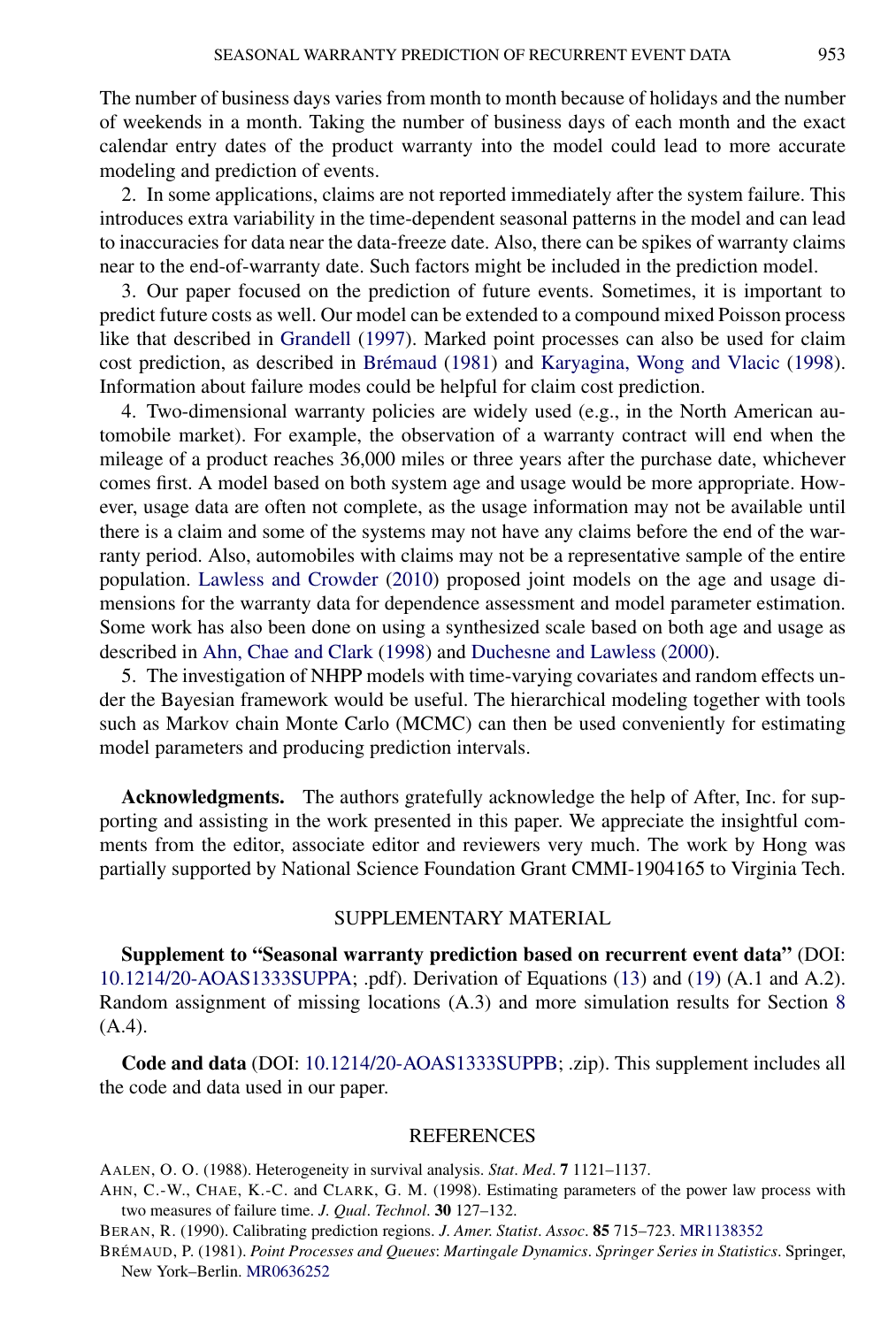The number of business days varies from month to month because of holidays and the number of weekends in a month. Taking the number of business days of each month and the exact calendar entry dates of the product warranty into the model could lead to more accurate modeling and prediction of events.

2. In some applications, claims are not reported immediately after the system failure. This introduces extra variability in the time-dependent seasonal patterns in the model and can lead to inaccuracies for data near the data-freeze date. Also, there can be spikes of warranty claims near to the end-of-warranty date. Such factors might be included in the prediction model.

3. Our paper focused on the prediction of future events. Sometimes, it is important to predict future costs as well. Our model can be extended to a compound mixed Poisson process like that described in Grandell (1997). Marked point processes can also be used for claim cost prediction, as described in Brémaud (1981) and Karyagina, Wong and Vlacic (1998). Information about failure modes could be helpful for claim cost prediction.

4. Two-dimensional warranty policies are widely used (e.g., in the North American automobile market). For example, the observation of a warranty contract will end when the mileage of a product reaches 36,000 miles or three years after the purchase date, whichever comes first. A model based on both system age and usage would be more appropriate. However, usage data are often not complete, as the usage information may not be available until there is a claim and some of the systems may not have any claims before the end of the warranty period. Also, automobiles with claims may not be a representative sample of the entire population. Lawless and Crowder (2010) proposed joint models on the age and usage dimensions for the warranty data for dependence assessment and model parameter estimation. Some work has also been done on using a synthesized scale based on both age and usage as described in Ahn, Chae and Clark (1998) and Duchesne and Lawless (2000).

5. The investigation of NHPP models with time-varying covariates and random effects under the Bayesian framework would be useful. The hierarchical modeling together with tools such as Markov chain Monte Carlo (MCMC) can then be used conveniently for estimating model parameters and producing prediction intervals.

**Acknowledgments.** The authors gratefully acknowledge the help of After, Inc. for supporting and assisting in the work presented in this paper. We appreciate the insightful comments from the editor, associate editor and reviewers very much. The work by Hong was partially supported by National Science Foundation Grant CMMI-1904165 to Virginia Tech.

## SUPPLEMENTARY MATERIAL

**Supplement to "Seasonal warranty prediction based on recurrent event data"** (DOI: 10.1214/20-AOAS1333SUPPA; .pdf). Derivation of Equations (13) and (19) (A.1 and A.2). Random assignment of missing locations (A.3) and more simulation results for Section 8 (A.4).

**Code and data** (DOI: 10.1214/20-AOAS1333SUPPB; .zip). This supplement includes all the code and data used in our paper.

## REFERENCES

AALEN, O. O. (1988). Heterogeneity in survival analysis. *Stat. Med.* **7** 1121–1137.

AHN, C.-W., CHAE, K.-C. and CLARK, G. M. (1998). Estimating parameters of the power law process with two measures of failure time. *J. Qual. Technol.* **30** 127–132.

BERAN, R. (1990). Calibrating prediction regions. *J. Amer. Statist. Assoc.* **85** 715–723. MR1138352

BRÉMAUD, P. (1981). *Point Processes and Queues: Martingale Dynamics. Springer Series in Statistics*. Springer, New York–Berlin. MR0636252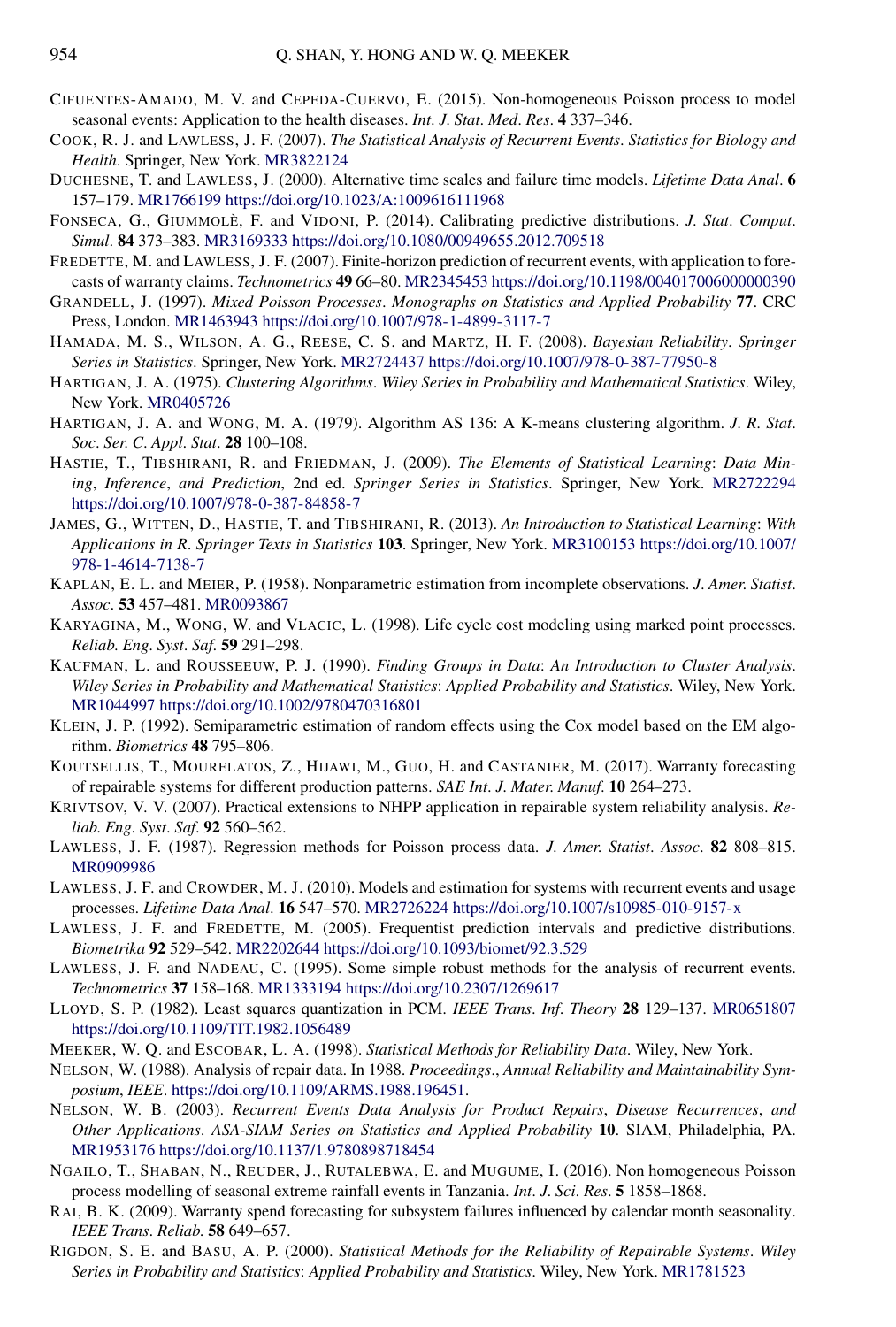CIFUENTES-AMADO, M. V. and CEPEDA-CUERVO, E. (2015). Non-homogeneous Poisson process to model seasonal events: Application to the health diseases. *Int. J. Stat. Med. Res.* **4** 337–346.

COOK, R. J. and LAWLESS, J. F. (2007). *The Statistical Analysis of Recurrent Events*. *Statistics for Biology and Health*. Springer, New York. MR3822124

DUCHESNE, T. and LAWLESS, J. (2000). Alternative time scales and failure time models. *Lifetime Data Anal.* **6** 157–179. MR1766199 https://doi.org/10.1023/A:1009616111968

FONSECA, G., GIUMMOLÈ, F. and VIDONI, P. (2014). Calibrating predictive distributions. *J. Stat. Comput. Simul.* **84** 373–383. MR3169333 https://doi.org/10.1080/00949655.2012.709518

FREDETTE, M. and LAWLESS, J. F. (2007). Finite-horizon prediction of recurrent events, with application to forecasts of warranty claims. *Technometrics* **49** 66–80. MR2345453 https://doi.org/10.1198/004017006000000390

GRANDELL, J. (1997). *Mixed Poisson Processes*. *Monographs on Statistics and Applied Probability* **77**. CRC Press, London. MR1463943 https://doi.org/10.1007/978-1-4899-3117-7

HAMADA, M. S., WILSON, A. G., REESE, C. S. and MARTZ, H. F. (2008). *Bayesian Reliability*. *Springer Series in Statistics*. Springer, New York. MR2724437 https://doi.org/10.1007/978-0-387-77950-8

HARTIGAN, J. A. (1975). *Clustering Algorithms*. *Wiley Series in Probability and Mathematical Statistics*. Wiley, New York. MR0405726

HARTIGAN, J. A. and WONG, M. A. (1979). Algorithm AS 136: A K-means clustering algorithm. *J. R. Stat. Soc. Ser. C. Appl. Stat.* **28** 100–108.

HASTIE, T., TIBSHIRANI, R. and FRIEDMAN, J. (2009). *The Elements of Statistical Learning*: *Data Mining, Inference, and Prediction*, 2nd ed. *Springer Series in Statistics*. Springer, New York. MR2722294 https://doi.org/10.1007/978-0-387-84858-7

JAMES, G., WITTEN, D., HASTIE, T. and TIBSHIRANI, R. (2013). *An Introduction to Statistical Learning*: *With Applications in R*. *Springer Texts in Statistics* **103**. Springer, New York. MR3100153 https://doi.org/10.1007/978-1-4614-7138-7

KAPLAN, E. L. and MEIER, P. (1958). Nonparametric estimation from incomplete observations. *J. Amer. Statist. Assoc.* **53** 457–481. MR0093867

KARYAGINA, M., WONG, W. and VLACIC, L. (1998). Life cycle cost modeling using marked point processes. *Reliab. Eng. Syst. Saf.* **59** 291–298.

KAUFMAN, L. and ROUSSEEUW, P. J. (1990). *Finding Groups in Data*: *An Introduction to Cluster Analysis*. *Wiley Series in Probability and Mathematical Statistics*: *Applied Probability and Statistics*. Wiley, New York. MR1044997 https://doi.org/10.1002/9780470316801

KLEIN, J. P. (1992). Semiparametric estimation of random effects using the Cox model based on the EM algorithm. *Biometrics* **48** 795–806.

KOUTSELLIS, T., MOURELATOS, Z., HIJAWI, M., GUO, H. and CASTANIER, M. (2017). Warranty forecasting of repairable systems for different production patterns. *SAE Int. J. Mater. Manuf.* **10** 264–273.

KRIVTSOV, V. V. (2007). Practical extensions to NHPP application in repairable system reliability analysis. *Reliab. Eng. Syst. Saf.* **92** 560–562.

LAWLESS, J. F. (1987). Regression methods for Poisson process data. *J. Amer. Statist. Assoc.* **82** 808–815. MR0909986

LAWLESS, J. F. and CROWDER, M. J. (2010). Models and estimation for systems with recurrent events and usage processes. *Lifetime Data Anal.* **16** 547–570. MR2726224 https://doi.org/10.1007/s10985-010-9157-x

LAWLESS, J. F. and FREDETTE, M. (2005). Frequentist prediction intervals and predictive distributions. *Biometrika* **92** 529–542. MR2202644 https://doi.org/10.1093/biomet/92.3.529

LAWLESS, J. F. and NADEAU, C. (1995). Some simple robust methods for the analysis of recurrent events. *Technometrics* **37** 158–168. MR1333194 https://doi.org/10.2307/1269617

LLOYD, S. P. (1982). Least squares quantization in PCM. *IEEE Trans. Inf. Theory* **28** 129–137. MR0651807 https://doi.org/10.1109/TIT.1982.1056489

MEEKER, W. Q. and ESCOBAR, L. A. (1998). *Statistical Methods for Reliability Data*. Wiley, New York.

NELSON, W. (1988). Analysis of repair data. In 1988. *Proceedings., Annual Reliability and Maintainability Symposium, IEEE*. https://doi.org/10.1109/ARMS.1988.196451.

NELSON, W. B. (2003). *Recurrent Events Data Analysis for Product Repairs, Disease Recurrences, and Other Applications*. *ASA-SIAM Series on Statistics and Applied Probability* **10**. SIAM, Philadelphia, PA. MR1953176 https://doi.org/10.1137/1.9780898718454

NGAILO, T., SHABAN, N., REUDER, J., RUTALEBWA, E. and MUGUME, I. (2016). Non homogeneous Poisson process modelling of seasonal extreme rainfall events in Tanzania. *Int. J. Sci. Res.* **5** 1858–1868.

RAI, B. K. (2009). Warranty spend forecasting for subsystem failures influenced by calendar month seasonality. *IEEE Trans. Reliab.* **58** 649–657.

RIGDON, S. E. and BASU, A. P. (2000). *Statistical Methods for the Reliability of Repairable Systems*. *Wiley Series in Probability and Statistics*: *Applied Probability and Statistics*. Wiley, New York. MR1781523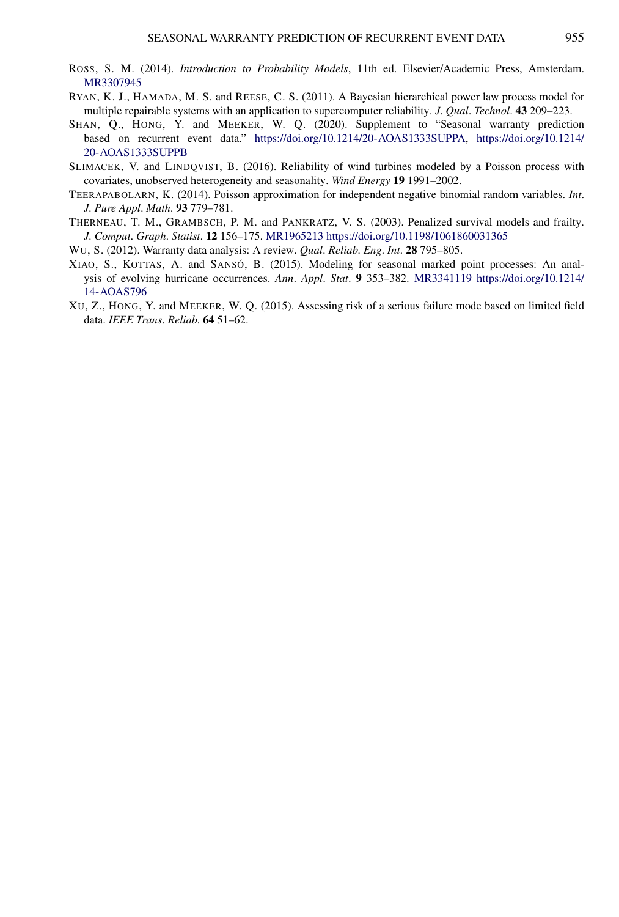ROSS, S. M. (2014). *Introduction to Probability Models*, 11th ed. Elsevier/Academic Press, Amsterdam. MR3307945

RYAN, K. J., HAMADA, M. S. and REESE, C. S. (2011). A Bayesian hierarchical power law process model for multiple repairable systems with an application to supercomputer reliability. *J. Qual. Technol.* **43** 209–223.

SHAN, Q., HONG, Y. and MEEKER, W. Q. (2020). Supplement to "Seasonal warranty prediction based on recurrent event data." https://doi.org/10.1214/20-AOAS1333SUPPA, https://doi.org/10.1214/20-AOAS1333SUPPB

SLIMACEK, V. and LINDQVIST, B. (2016). Reliability of wind turbines modeled by a Poisson process with covariates, unobserved heterogeneity and seasonality. *Wind Energy* **19** 1991–2002.

TEERAPABOLARN, K. (2014). Poisson approximation for independent negative binomial random variables. *Int. J. Pure Appl. Math.* **93** 779–781.

THERNEAU, T. M., GRAMBSCH, P. M. and PANKRATZ, V. S. (2003). Penalized survival models and frailty. *J. Comput. Graph. Statist.* **12** 156–175. MR1965213 https://doi.org/10.1198/1061860031365

WU, S. (2012). Warranty data analysis: A review. *Qual. Reliab. Eng. Int.* **28** 795–805.

XIAO, S., KOTTAS, A. and SANSÓ, B. (2015). Modeling for seasonal marked point processes: An analysis of evolving hurricane occurrences. *Ann. Appl. Stat.* **9** 353–382. MR3341119 https://doi.org/10.1214/14-AOAS796

XU, Z., HONG, Y. and MEEKER, W. Q. (2015). Assessing risk of a serious failure mode based on limited field data. *IEEE Trans. Reliab.* **64** 51–62.